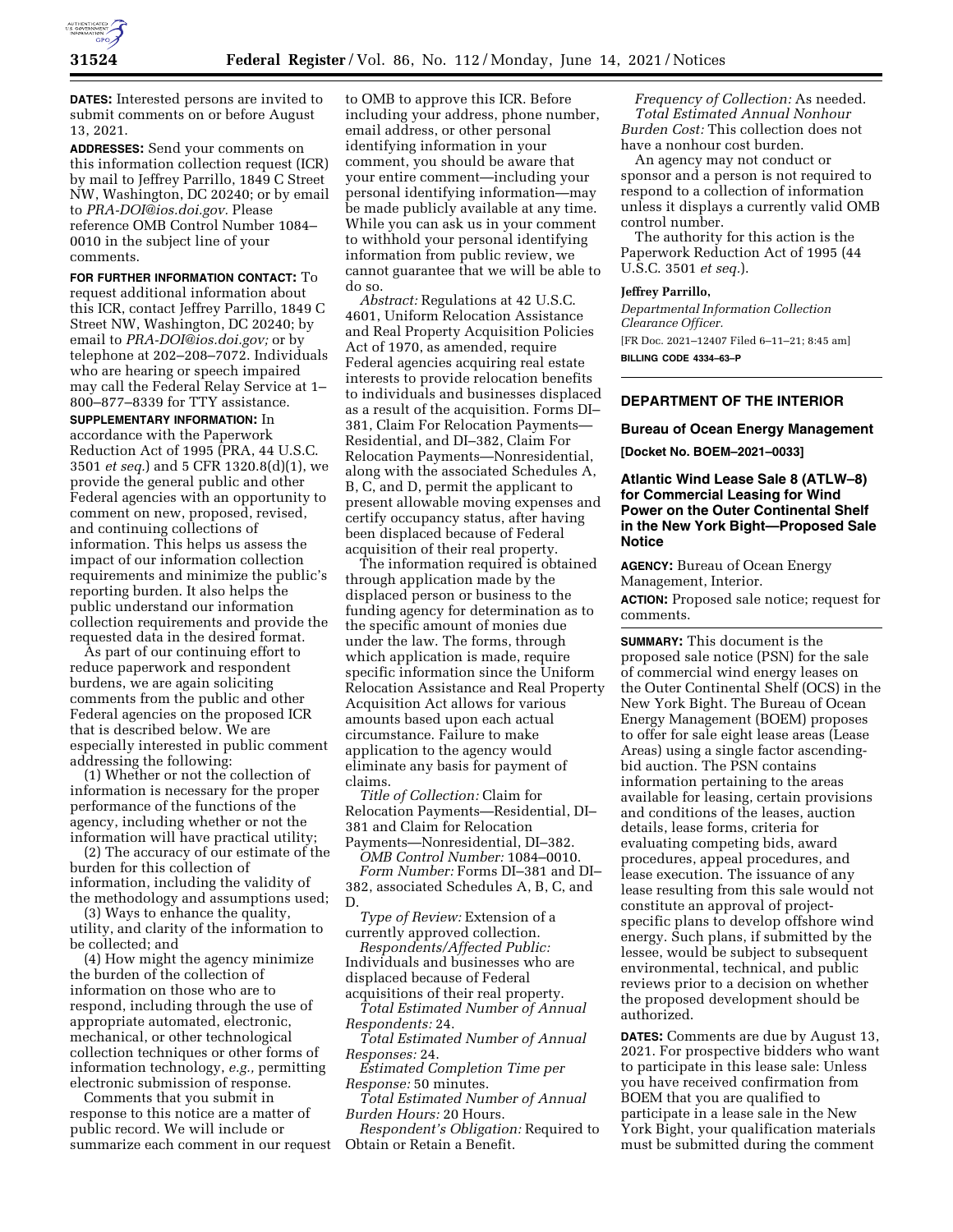**DATES:** Interested persons are invited to submit comments on or before August 13, 2021.

**ADDRESSES:** Send your comments on this information collection request (ICR) by mail to Jeffrey Parrillo, 1849 C Street NW, Washington, DC 20240; or by email to *PRA-DOI@ios.doi.gov*. Please reference OMB Control Number 1084–0010 in the subject line of your comments.

**FOR FURTHER INFORMATION CONTACT:** To request additional information about this ICR, contact Jeffrey Parrillo, 1849 C Street NW, Washington, DC 20240; by email to *PRA-DOI@ios.doi.gov;* or by telephone at 202–208–7072. Individuals who are hearing or speech impaired may call the Federal Relay Service at 1–800–877–8339 for TTY assistance.

**SUPPLEMENTARY INFORMATION:** In accordance with the Paperwork Reduction Act of 1995 (PRA, 44 U.S.C. 3501 *et seq.*) and 5 CFR 1320.8(d)(1), we provide the general public and other Federal agencies with an opportunity to comment on new, proposed, revised, and continuing collections of information. This helps us assess the impact of our information collection requirements and minimize the public's reporting burden. It also helps the public understand our information collection requirements and provide the requested data in the desired format.

As part of our continuing effort to reduce paperwork and respondent burdens, we are again soliciting comments from the public and other Federal agencies on the proposed ICR that is described below. We are especially interested in public comment addressing the following:

(1) Whether or not the collection of information is necessary for the proper performance of the functions of the agency, including whether or not the information will have practical utility;

(2) The accuracy of our estimate of the burden for this collection of information, including the validity of the methodology and assumptions used;

(3) Ways to enhance the quality, utility, and clarity of the information to be collected; and

(4) How might the agency minimize the burden of the collection of information on those who are to respond, including through the use of appropriate automated, electronic, mechanical, or other technological collection techniques or other forms of information technology, *e.g.,* permitting electronic submission of response.

Comments that you submit in response to this notice are a matter of public record. We will include or summarize each comment in our request to OMB to approve this ICR. Before including your address, phone number, email address, or other personal identifying information in your comment, you should be aware that your entire comment—including your personal identifying information—may be made publicly available at any time. While you can ask us in your comment to withhold your personal identifying information from public review, we cannot guarantee that we will be able to do so.

*Abstract:* Regulations at 42 U.S.C. 4601, Uniform Relocation Assistance and Real Property Acquisition Policies Act of 1970, as amended, require Federal agencies acquiring real estate interests to provide relocation benefits to individuals and businesses displaced as a result of the acquisition. Forms DI–381, Claim For Relocation Payments—Residential, and DI–382, Claim For Relocation Payments—Nonresidential, along with the associated Schedules A, B, C, and D, permit the applicant to present allowable moving expenses and certify occupancy status, after having been displaced because of Federal acquisition of their real property.

The information required is obtained through application made by the displaced person or business to the funding agency for determination as to the specific amount of monies due under the law. The forms, through which application is made, require specific information since the Uniform Relocation Assistance and Real Property Acquisition Act allows for various amounts based upon each actual circumstance. Failure to make application to the agency would eliminate any basis for payment of claims.

*Title of Collection:* Claim for Relocation Payments—Residential, DI–381 and Claim for Relocation Payments—Nonresidential, DI–382.

*OMB Control Number:* 1084–0010.

*Form Number:* Forms DI–381 and DI–382, associated Schedules A, B, C, and D.

*Type of Review:* Extension of a currently approved collection.

*Respondents/Affected Public:* Individuals and businesses who are displaced because of Federal acquisitions of their real property.

*Total Estimated Number of Annual Respondents:* 24.

*Total Estimated Number of Annual Responses:* 24.

*Estimated Completion Time per Response:* 50 minutes.

*Total Estimated Number of Annual Burden Hours:* 20 Hours.

*Respondent's Obligation:* Required to Obtain or Retain a Benefit.

*Frequency of Collection:* As needed.

*Total Estimated Annual Nonhour Burden Cost:* This collection does not have a nonhour cost burden.

An agency may not conduct or sponsor and a person is not required to respond to a collection of information unless it displays a currently valid OMB control number.

The authority for this action is the Paperwork Reduction Act of 1995 (44 U.S.C. 3501 *et seq.*).

**Jeffrey Parrillo,**

*Departmental Information Collection Clearance Officer.*

[FR Doc. 2021–12407 Filed 6–11–21; 8:45 am]

**BILLING CODE 4334–63–P**

---

## DEPARTMENT OF THE INTERIOR

### Bureau of Ocean Energy Management

**[Docket No. BOEM–2021–0033]**

### Atlantic Wind Lease Sale 8 (ATLW–8) for Commercial Leasing for Wind Power on the Outer Continental Shelf in the New York Bight—Proposed Sale Notice

**AGENCY:** Bureau of Ocean Energy Management, Interior.

**ACTION:** Proposed sale notice; request for comments.

**SUMMARY:** This document is the proposed sale notice (PSN) for the sale of commercial wind energy leases on the Outer Continental Shelf (OCS) in the New York Bight. The Bureau of Ocean Energy Management (BOEM) proposes to offer for sale eight lease areas (Lease Areas) using a single factor ascending-bid auction. The PSN contains information pertaining to the areas available for leasing, certain provisions and conditions of the leases, auction details, lease forms, criteria for evaluating competing bids, award procedures, appeal procedures, and lease execution. The issuance of any lease resulting from this sale would not constitute an approval of project-specific plans to develop offshore wind energy. Such plans, if submitted by the lessee, would be subject to subsequent environmental, technical, and public reviews prior to a decision on whether the proposed development should be authorized.

**DATES:** Comments are due by August 13, 2021. For prospective bidders who want to participate in this lease sale: Unless you have received confirmation from BOEM that you are qualified to participate in a lease sale in the New York Bight, your qualification materials must be submitted during the comment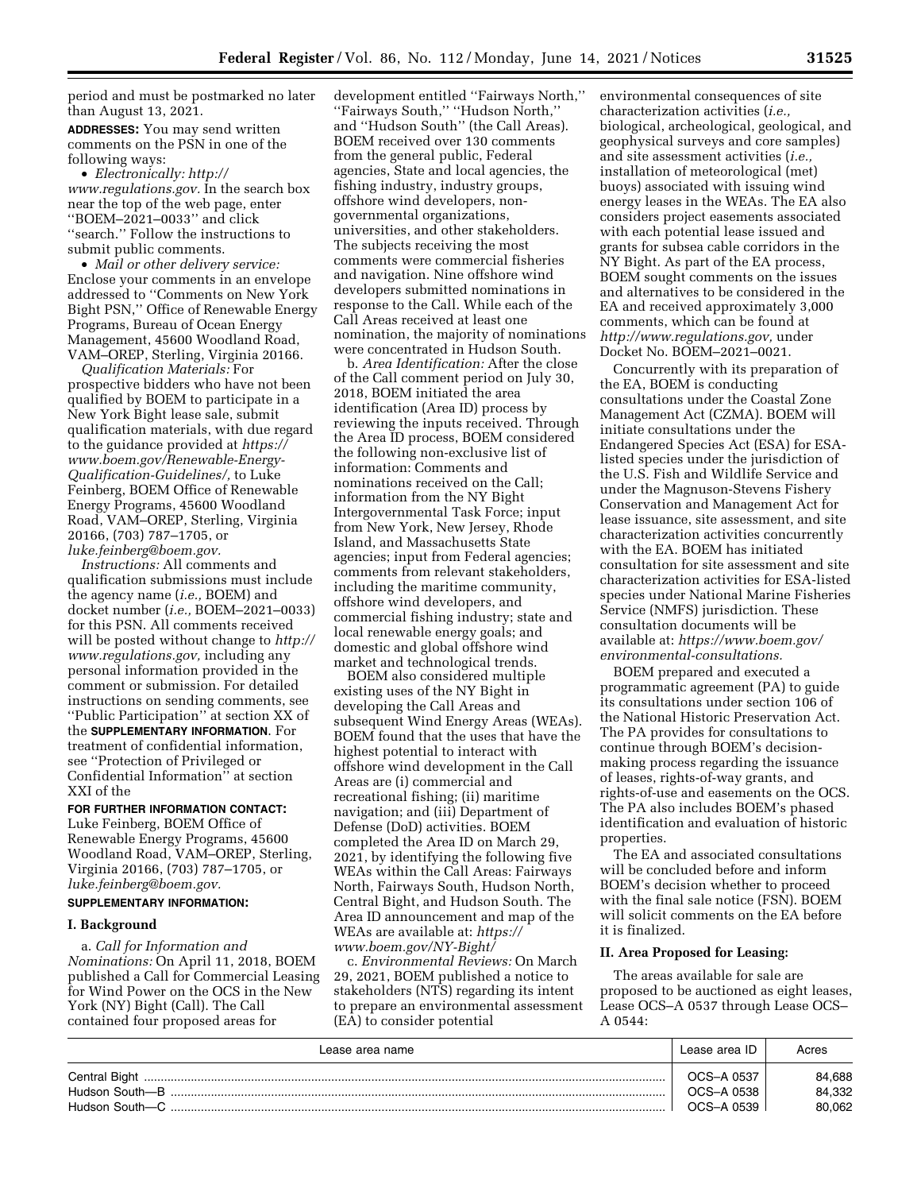period and must be postmarked no later than August 13, 2021.

**ADDRESSES:** You may send written comments on the PSN in one of the following ways:

- *Electronically: http://www.regulations.gov.* In the search box near the top of the web page, enter ''BOEM–2021–0033'' and click ''search.'' Follow the instructions to submit public comments.
- *Mail or other delivery service:* Enclose your comments in an envelope addressed to ''Comments on New York Bight PSN,'' Office of Renewable Energy Programs, Bureau of Ocean Energy Management, 45600 Woodland Road, VAM–OREP, Sterling, Virginia 20166.

*Qualification Materials:* For prospective bidders who have not been qualified by BOEM to participate in a New York Bight lease sale, submit qualification materials, with due regard to the guidance provided at *https://www.boem.gov/Renewable-Energy-Qualification-Guidelines/,* to Luke Feinberg, BOEM Office of Renewable Energy Programs, 45600 Woodland Road, VAM–OREP, Sterling, Virginia 20166, (703) 787–1705, or *luke.feinberg@boem.gov.*

*Instructions:* All comments and qualification submissions must include the agency name (*i.e.,* BOEM) and docket number (*i.e.,* BOEM–2021–0033) for this PSN. All comments received will be posted without change to *http://www.regulations.gov,* including any personal information provided in the comment or submission. For detailed instructions on sending comments, see ''Public Participation'' at section XX of the **SUPPLEMENTARY INFORMATION**. For treatment of confidential information, see ''Protection of Privileged or Confidential Information'' at section XXI of the

**FOR FURTHER INFORMATION CONTACT:** Luke Feinberg, BOEM Office of Renewable Energy Programs, 45600 Woodland Road, VAM–OREP, Sterling, Virginia 20166, (703) 787–1705, or *luke.feinberg@boem.gov.*

**SUPPLEMENTARY INFORMATION:**

## I. Background

a. *Call for Information and Nominations:* On April 11, 2018, BOEM published a Call for Commercial Leasing for Wind Power on the OCS in the New York (NY) Bight (Call). The Call contained four proposed areas for development entitled ''Fairways North,'' ''Fairways South,'' ''Hudson North,'' and ''Hudson South'' (the Call Areas). BOEM received over 130 comments from the general public, Federal agencies, State and local agencies, the fishing industry, industry groups, offshore wind developers, non-governmental organizations, universities, and other stakeholders. The subjects receiving the most comments were commercial fisheries and navigation. Nine offshore wind developers submitted nominations in response to the Call. While each of the Call Areas received at least one nomination, the majority of nominations were concentrated in Hudson South.

b. *Area Identification:* After the close of the Call comment period on July 30, 2018, BOEM initiated the area identification (Area ID) process by reviewing the inputs received. Through the Area ID process, BOEM considered the following non-exclusive list of information: Comments and nominations received on the Call; information from the NY Bight Intergovernmental Task Force; input from New York, New Jersey, Rhode Island, and Massachusetts State agencies; input from Federal agencies; comments from relevant stakeholders, including the maritime community, offshore wind developers, and commercial fishing industry; state and local renewable energy goals; and domestic and global offshore wind market and technological trends.

BOEM also considered multiple existing uses of the NY Bight in developing the Call Areas and subsequent Wind Energy Areas (WEAs). BOEM found that the uses that have the highest potential to interact with offshore wind development in the Call Areas are (i) commercial and recreational fishing; (ii) maritime navigation; and (iii) Department of Defense (DoD) activities. BOEM completed the Area ID on March 29, 2021, by identifying the following five WEAs within the Call Areas: Fairways North, Fairways South, Hudson North, Central Bight, and Hudson South. The Area ID announcement and map of the WEAs are available at: *https://www.boem.gov/NY-Bight/*

c. *Environmental Reviews:* On March 29, 2021, BOEM published a notice to stakeholders (NTS) regarding its intent to prepare an environmental assessment (EA) to consider potential environmental consequences of site characterization activities (*i.e.,* biological, archeological, geological, and geophysical surveys and core samples) and site assessment activities (*i.e.,* installation of meteorological (met) buoys) associated with issuing wind energy leases in the WEAs. The EA also considers project easements associated with each potential lease issued and grants for subsea cable corridors in the NY Bight. As part of the EA process, BOEM sought comments on the issues and alternatives to be considered in the EA and received approximately 3,000 comments, which can be found at *http://www.regulations.gov,* under Docket No. BOEM–2021–0021.

Concurrently with its preparation of the EA, BOEM is conducting consultations under the Coastal Zone Management Act (CZMA). BOEM will initiate consultations under the Endangered Species Act (ESA) for ESA-listed species under the jurisdiction of the U.S. Fish and Wildlife Service and under the Magnuson-Stevens Fishery Conservation and Management Act for lease issuance, site assessment, and site characterization activities concurrently with the EA. BOEM has initiated consultation for site assessment and site characterization activities for ESA-listed species under National Marine Fisheries Service (NMFS) jurisdiction. These consultation documents will be available at: *https://www.boem.gov/environmental-consultations.*

BOEM prepared and executed a programmatic agreement (PA) to guide its consultations under section 106 of the National Historic Preservation Act. The PA provides for consultations to continue through BOEM's decision-making process regarding the issuance of leases, rights-of-way grants, and rights-of-use and easements on the OCS. The PA also includes BOEM's phased identification and evaluation of historic properties.

The EA and associated consultations will be concluded before and inform BOEM's decision whether to proceed with the final sale notice (FSN). BOEM will solicit comments on the EA before it is finalized.

## II. Area Proposed for Leasing:

The areas available for sale are proposed to be auctioned as eight leases, Lease OCS–A 0537 through Lease OCS–A 0544:

| Lease area name | Lease area ID | Acres |
|---|---|---|
| Central Bight | OCS–A 0537 | 84,688 |
| Hudson South—B | OCS–A 0538 | 84,332 |
| Hudson South—C | OCS–A 0539 | 80,062 |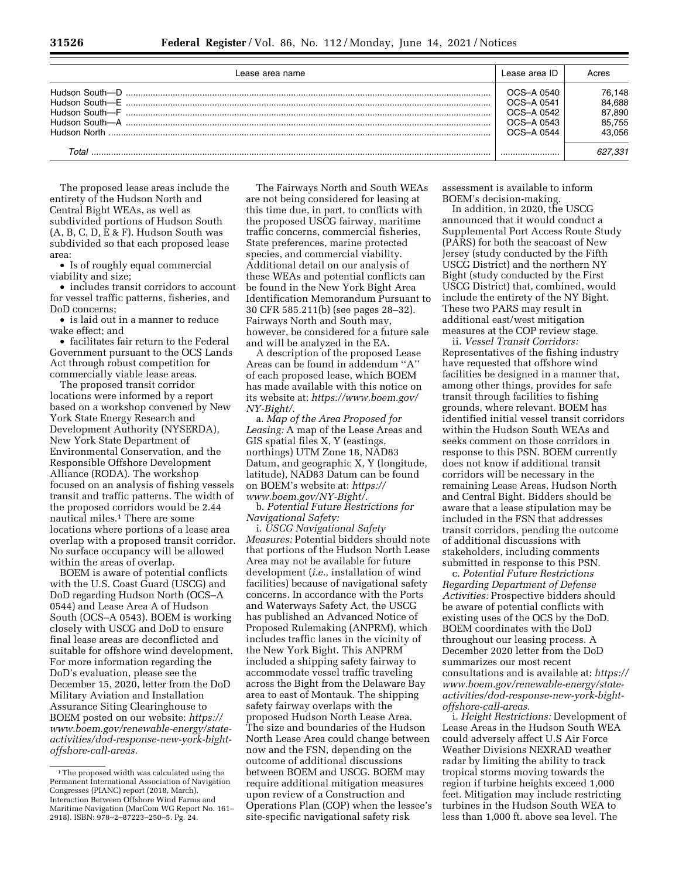| Lease area name | Lease area ID | Acres |
|---|---|---|
| Hudson South—D | OCS–A 0540 | 76,148 |
| Hudson South—E | OCS–A 0541 | 84,688 |
| Hudson South—F | OCS–A 0542 | 87,890 |
| Hudson South—A | OCS–A 0543 | 85,755 |
| Hudson North | OCS–A 0544 | 43,056 |
| *Total* | | *627,331* |

The proposed lease areas include the entirety of the Hudson North and Central Bight WEAs, as well as subdivided portions of Hudson South (A, B, C, D, E & F). Hudson South was subdivided so that each proposed lease area:

- Is of roughly equal commercial viability and size;
- includes transit corridors to account for vessel traffic patterns, fisheries, and DoD concerns;
- is laid out in a manner to reduce wake effect; and
- facilitates fair return to the Federal Government pursuant to the OCS Lands Act through robust competition for commercially viable lease areas.

The proposed transit corridor locations were informed by a report based on a workshop convened by New York State Energy Research and Development Authority (NYSERDA), New York State Department of Environmental Conservation, and the Responsible Offshore Development Alliance (RODA). The workshop focused on an analysis of fishing vessels transit and traffic patterns. The width of the proposed corridors would be 2.44 nautical miles.[1] There are some locations where portions of a lease area overlap with a proposed transit corridor. No surface occupancy will be allowed within the areas of overlap.

BOEM is aware of potential conflicts with the U.S. Coast Guard (USCG) and DoD regarding Hudson North (OCS–A 0544) and Lease Area A of Hudson South (OCS–A 0543). BOEM is working closely with USCG and DoD to ensure final lease areas are deconflicted and suitable for offshore wind development. For more information regarding the DoD's evaluation, please see the December 15, 2020, letter from the DoD Military Aviation and Installation Assurance Siting Clearinghouse to BOEM posted on our website: *https://www.boem.gov/renewable-energy/state-activities/dod-response-new-york-bight-offshore-call-areas.*

The Fairways North and South WEAs are not being considered for leasing at this time due, in part, to conflicts with the proposed USCG fairway, maritime traffic concerns, commercial fisheries, State preferences, marine protected species, and commercial viability. Additional detail on our analysis of these WEAs and potential conflicts can be found in the New York Bight Area Identification Memorandum Pursuant to 30 CFR 585.211(b) (see pages 28–32). Fairways North and South may, however, be considered for a future sale and will be analyzed in the EA.

A description of the proposed Lease Areas can be found in addendum "A" of each proposed lease, which BOEM has made available with this notice on its website at: *https://www.boem.gov/NY-Bight/.*

a. *Map of the Area Proposed for Leasing:* A map of the Lease Areas and GIS spatial files X, Y (eastings, northings) UTM Zone 18, NAD83 Datum, and geographic X, Y (longitude, latitude), NAD83 Datum can be found on BOEM's website at: *https://www.boem.gov/NY-Bight/.*

b. *Potential Future Restrictions for Navigational Safety:*

i. *USCG Navigational Safety Measures:* Potential bidders should note that portions of the Hudson North Lease Area may not be available for future development (*i.e.,* installation of wind facilities) because of navigational safety concerns. In accordance with the Ports and Waterways Safety Act, the USCG has published an Advanced Notice of Proposed Rulemaking (ANPRM), which includes traffic lanes in the vicinity of the New York Bight. This ANPRM included a shipping safety fairway to accommodate vessel traffic traveling across the Bight from the Delaware Bay area to east of Montauk. The shipping safety fairway overlaps with the proposed Hudson North Lease Area. The size and boundaries of the Hudson North Lease Area could change between now and the FSN, depending on the outcome of additional discussions between BOEM and USCG. BOEM may require additional mitigation measures upon review of a Construction and Operations Plan (COP) when the lessee's site-specific navigational safety risk assessment is available to inform BOEM's decision-making.

In addition, in 2020, the USCG announced that it would conduct a Supplemental Port Access Route Study (PARS) for both the seacoast of New Jersey (study conducted by the Fifth USCG District) and the northern NY Bight (study conducted by the First USCG District) that, combined, would include the entirety of the NY Bight. These two PARS may result in additional east/west mitigation measures at the COP review stage.

ii. *Vessel Transit Corridors:* Representatives of the fishing industry have requested that offshore wind facilities be designed in a manner that, among other things, provides for safe transit through facilities to fishing grounds, where relevant. BOEM has identified initial vessel transit corridors within the Hudson South WEAs and seeks comment on those corridors in response to this PSN. BOEM currently does not know if additional transit corridors will be necessary in the remaining Lease Areas, Hudson North and Central Bight. Bidders should be aware that a lease stipulation may be included in the FSN that addresses transit corridors, pending the outcome of additional discussions with stakeholders, including comments submitted in response to this PSN.

c. *Potential Future Restrictions Regarding Department of Defense Activities:* Prospective bidders should be aware of potential conflicts with existing uses of the OCS by the DoD. BOEM coordinates with the DoD throughout our leasing process. A December 2020 letter from the DoD summarizes our most recent consultations and is available at: *https://www.boem.gov/renewable-energy/state-activities/dod-response-new-york-bight-offshore-call-areas.*

i. *Height Restrictions:* Development of Lease Areas in the Hudson South WEA could adversely affect U.S Air Force Weather Divisions NEXRAD weather radar by limiting the ability to track tropical storms moving towards the region if turbine heights exceed 1,000 feet. Mitigation may include restricting turbines in the Hudson South WEA to less than 1,000 ft. above sea level. The

[1] The proposed width was calculated using the Permanent International Association of Navigation Congresses (PIANC) report (2018, March). Interaction Between Offshore Wind Farms and Maritime Navigation (MarCom WG Report No. 161–2918). ISBN: 978–2–87223–250–5. Pg. 24.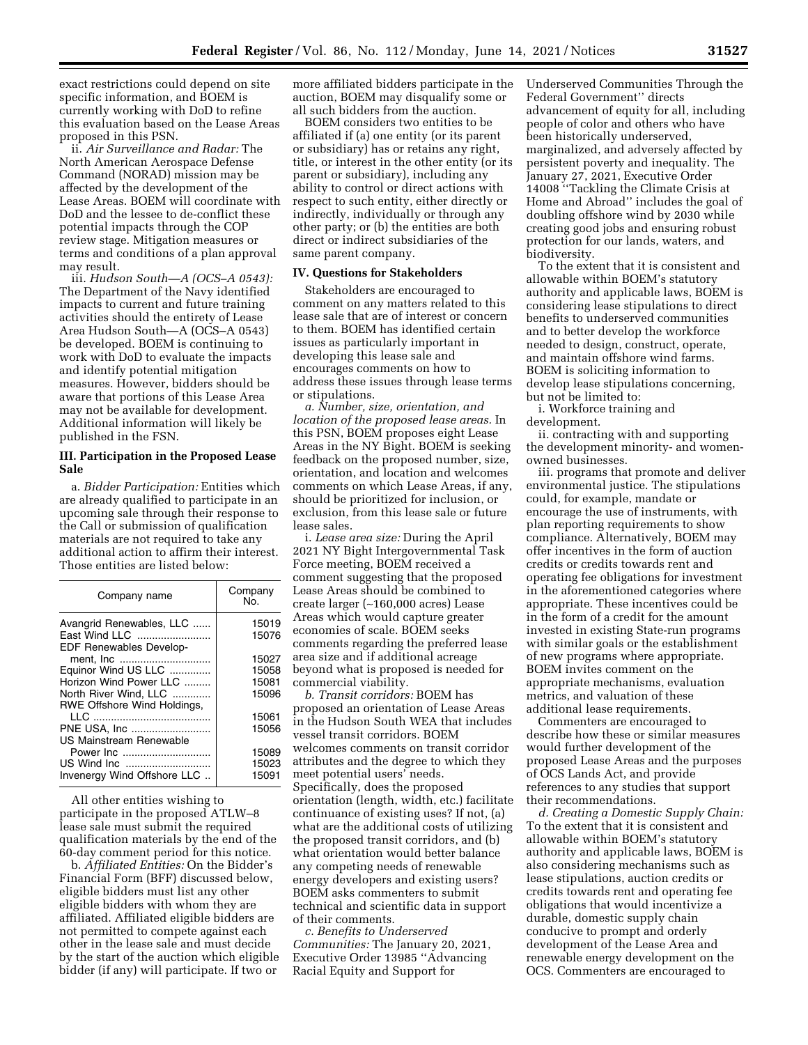exact restrictions could depend on site specific information, and BOEM is currently working with DoD to refine this evaluation based on the Lease Areas proposed in this PSN.

ii. *Air Surveillance and Radar:* The North American Aerospace Defense Command (NORAD) mission may be affected by the development of the Lease Areas. BOEM will coordinate with DoD and the lessee to de-conflict these potential impacts through the COP review stage. Mitigation measures or terms and conditions of a plan approval may result.

iii. *Hudson South—A (OCS–A 0543):* The Department of the Navy identified impacts to current and future training activities should the entirety of Lease Area Hudson South—A (OCS–A 0543) be developed. BOEM is continuing to work with DoD to evaluate the impacts and identify potential mitigation measures. However, bidders should be aware that portions of this Lease Area may not be available for development. Additional information will likely be published in the FSN.

### III. Participation in the Proposed Lease Sale

a. *Bidder Participation:* Entities which are already qualified to participate in an upcoming sale through their response to the Call or submission of qualification materials are not required to take any additional action to affirm their interest. Those entities are listed below:

| Company name | Company No. |
|---|---|
| Avangrid Renewables, LLC | 15019 |
| East Wind LLC | 15076 |
| EDF Renewables Development, Inc | 15027 |
| Equinor Wind US LLC | 15058 |
| Horizon Wind Power LLC | 15081 |
| North River Wind, LLC | 15096 |
| RWE Offshore Wind Holdings, LLC | 15061 |
| PNE USA, Inc | 15056 |
| US Mainstream Renewable Power Inc | 15089 |
| US Wind Inc | 15023 |
| Invenergy Wind Offshore LLC | 15091 |

All other entities wishing to participate in the proposed ATLW–8 lease sale must submit the required qualification materials by the end of the 60-day comment period for this notice.

b. *Affiliated Entities:* On the Bidder's Financial Form (BFF) discussed below, eligible bidders must list any other eligible bidders with whom they are affiliated. Affiliated eligible bidders are not permitted to compete against each other in the lease sale and must decide by the start of the auction which eligible bidder (if any) will participate. If two or more affiliated bidders participate in the auction, BOEM may disqualify some or all such bidders from the auction.

BOEM considers two entities to be affiliated if (a) one entity (or its parent or subsidiary) has or retains any right, title, or interest in the other entity (or its parent or subsidiary), including any ability to control or direct actions with respect to such entity, either directly or indirectly, individually or through any other party; or (b) the entities are both direct or indirect subsidiaries of the same parent company.

### IV. Questions for Stakeholders

Stakeholders are encouraged to comment on any matters related to this lease sale that are of interest or concern to them. BOEM has identified certain issues as particularly important in developing this lease sale and encourages comments on how to address these issues through lease terms or stipulations.

a. *Number, size, orientation, and location of the proposed lease areas.* In this PSN, BOEM proposes eight Lease Areas in the NY Bight. BOEM is seeking feedback on the proposed number, size, orientation, and location and welcomes comments on which Lease Areas, if any, should be prioritized for inclusion, or exclusion, from this lease sale or future lease sales.

i. *Lease area size:* During the April 2021 NY Bight Intergovernmental Task Force meeting, BOEM received a comment suggesting that the proposed Lease Areas should be combined to create larger (~160,000 acres) Lease Areas which would capture greater economies of scale. BOEM seeks comments regarding the preferred lease area size and if additional acreage beyond what is proposed is needed for commercial viability.

b. *Transit corridors:* BOEM has proposed an orientation of Lease Areas in the Hudson South WEA that includes vessel transit corridors. BOEM welcomes comments on transit corridor attributes and the degree to which they meet potential users' needs. Specifically, does the proposed orientation (length, width, etc.) facilitate continuance of existing uses? If not, (a) what are the additional costs of utilizing the proposed transit corridors, and (b) what orientation would better balance any competing needs of renewable energy developers and existing users? BOEM asks commenters to submit technical and scientific data in support of their comments.

c. *Benefits to Underserved Communities:* The January 20, 2021, Executive Order 13985 ''Advancing Racial Equity and Support for Underserved Communities Through the Federal Government'' directs advancement of equity for all, including people of color and others who have been historically underserved, marginalized, and adversely affected by persistent poverty and inequality. The January 27, 2021, Executive Order 14008 ''Tackling the Climate Crisis at Home and Abroad'' includes the goal of doubling offshore wind by 2030 while creating good jobs and ensuring robust protection for our lands, waters, and biodiversity.

To the extent that it is consistent and allowable within BOEM's statutory authority and applicable laws, BOEM is considering lease stipulations to direct benefits to underserved communities and to better develop the workforce needed to design, construct, operate, and maintain offshore wind farms. BOEM is soliciting information to develop lease stipulations concerning, but not be limited to:

i. Workforce training and development.

ii. contracting with and supporting the development minority- and women-owned businesses.

iii. programs that promote and deliver environmental justice. The stipulations could, for example, mandate or encourage the use of instruments, with plan reporting requirements to show compliance. Alternatively, BOEM may offer incentives in the form of auction credits or credits towards rent and operating fee obligations for investment in the aforementioned categories where appropriate. These incentives could be in the form of a credit for the amount invested in existing State-run programs with similar goals or the establishment of new programs where appropriate. BOEM invites comment on the appropriate mechanisms, evaluation metrics, and valuation of these additional lease requirements.

Commenters are encouraged to describe how these or similar measures would further development of the proposed Lease Areas and the purposes of OCS Lands Act, and provide references to any studies that support their recommendations.

d. *Creating a Domestic Supply Chain:* To the extent that it is consistent and allowable within BOEM's statutory authority and applicable laws, BOEM is also considering mechanisms such as lease stipulations, auction credits or credits towards rent and operating fee obligations that would incentivize a durable, domestic supply chain conducive to prompt and orderly development of the Lease Area and renewable energy development on the OCS. Commenters are encouraged to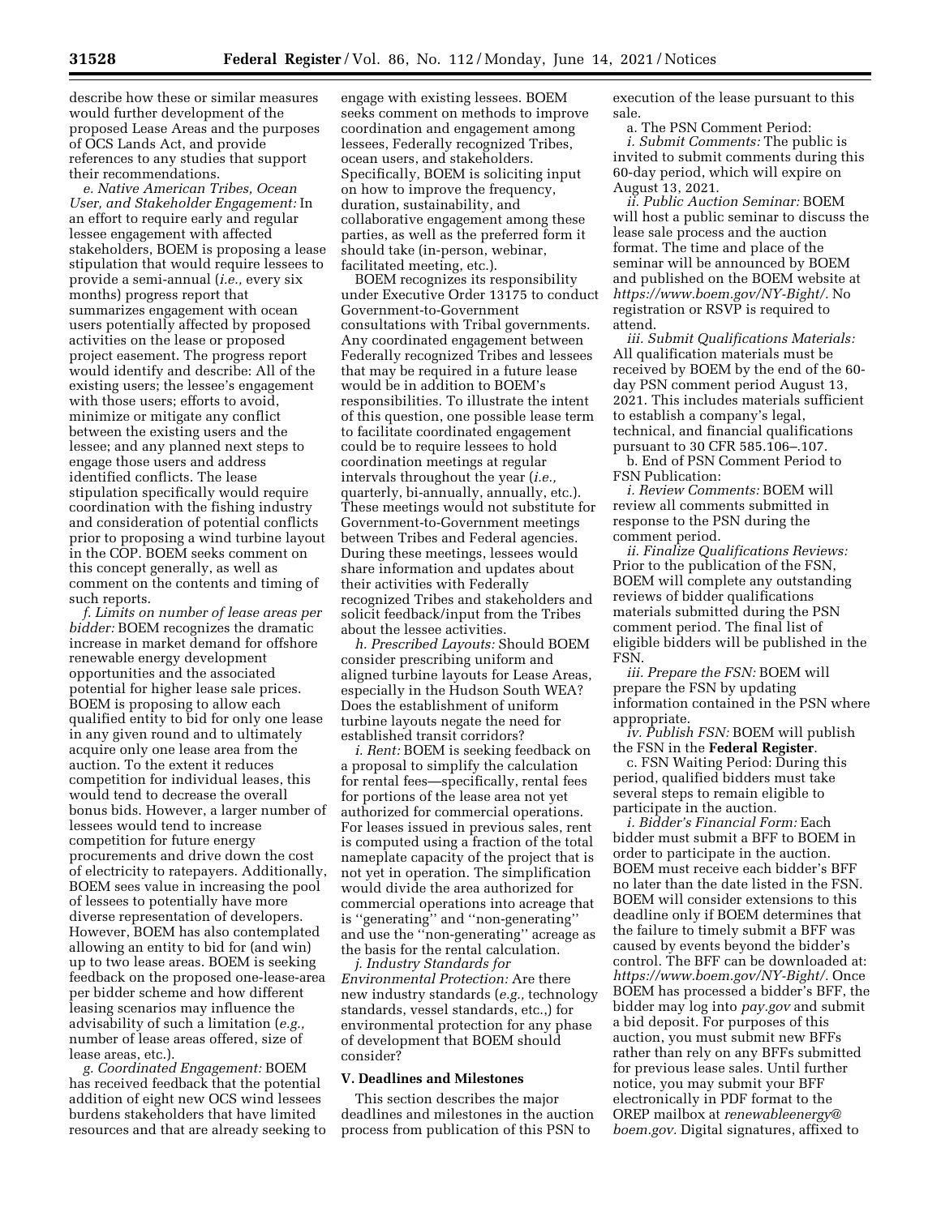describe how these or similar measures would further development of the proposed Lease Areas and the purposes of OCS Lands Act, and provide references to any studies that support their recommendations.

*e. Native American Tribes, Ocean User, and Stakeholder Engagement:* In an effort to require early and regular lessee engagement with affected stakeholders, BOEM is proposing a lease stipulation that would require lessees to provide a semi-annual (*i.e.,* every six months) progress report that summarizes engagement with ocean users potentially affected by proposed activities on the lease or proposed project easement. The progress report would identify and describe: All of the existing users; the lessee's engagement with those users; efforts to avoid, minimize or mitigate any conflict between the existing users and the lessee; and any planned next steps to engage those users and address identified conflicts. The lease stipulation specifically would require coordination with the fishing industry and consideration of potential conflicts prior to proposing a wind turbine layout in the COP. BOEM seeks comment on this concept generally, as well as comment on the contents and timing of such reports.

*f. Limits on number of lease areas per bidder:* BOEM recognizes the dramatic increase in market demand for offshore renewable energy development opportunities and the associated potential for higher lease sale prices. BOEM is proposing to allow each qualified entity to bid for only one lease in any given round and to ultimately acquire only one lease area from the auction. To the extent it reduces competition for individual leases, this would tend to decrease the overall bonus bids. However, a larger number of lessees would tend to increase competition for future energy procurements and drive down the cost of electricity to ratepayers. Additionally, BOEM sees value in increasing the pool of lessees to potentially have more diverse representation of developers. However, BOEM has also contemplated allowing an entity to bid for (and win) up to two lease areas. BOEM is seeking feedback on the proposed one-lease-area per bidder scheme and how different leasing scenarios may influence the advisability of such a limitation (*e.g.,* number of lease areas offered, size of lease areas, etc.).

*g. Coordinated Engagement:* BOEM has received feedback that the potential addition of eight new OCS wind lessees burdens stakeholders that have limited resources and that are already seeking to engage with existing lessees. BOEM seeks comment on methods to improve coordination and engagement among lessees, Federally recognized Tribes, ocean users, and stakeholders. Specifically, BOEM is soliciting input on how to improve the frequency, duration, sustainability, and collaborative engagement among these parties, as well as the preferred form it should take (in-person, webinar, facilitated meeting, etc.).

BOEM recognizes its responsibility under Executive Order 13175 to conduct Government-to-Government consultations with Tribal governments. Any coordinated engagement between Federally recognized Tribes and lessees that may be required in a future lease would be in addition to BOEM's responsibilities. To illustrate the intent of this question, one possible lease term to facilitate coordinated engagement could be to require lessees to hold coordination meetings at regular intervals throughout the year (*i.e.,* quarterly, bi-annually, annually, etc.). These meetings would not substitute for Government-to-Government meetings between Tribes and Federal agencies. During these meetings, lessees would share information and updates about their activities with Federally recognized Tribes and stakeholders and solicit feedback/input from the Tribes about the lessee activities.

*h. Prescribed Layouts:* Should BOEM consider prescribing uniform and aligned turbine layouts for Lease Areas, especially in the Hudson South WEA? Does the establishment of uniform turbine layouts negate the need for established transit corridors?

*i. Rent:* BOEM is seeking feedback on a proposal to simplify the calculation for rental fees—specifically, rental fees for portions of the lease area not yet authorized for commercial operations. For leases issued in previous sales, rent is computed using a fraction of the total nameplate capacity of the project that is not yet in operation. The simplification would divide the area authorized for commercial operations into acreage that is ''generating'' and ''non-generating'' and use the ''non-generating'' acreage as the basis for the rental calculation.

*j. Industry Standards for Environmental Protection:* Are there new industry standards (*e.g.,* technology standards, vessel standards, etc.,) for environmental protection for any phase of development that BOEM should consider?

## V. Deadlines and Milestones

This section describes the major deadlines and milestones in the auction process from publication of this PSN to execution of the lease pursuant to this sale.

a. The PSN Comment Period:

*i. Submit Comments:* The public is invited to submit comments during this 60-day period, which will expire on August 13, 2021.

*ii. Public Auction Seminar:* BOEM will host a public seminar to discuss the lease sale process and the auction format. The time and place of the seminar will be announced by BOEM and published on the BOEM website at *https://www.boem.gov/NY-Bight/.* No registration or RSVP is required to attend.

*iii. Submit Qualifications Materials:* All qualification materials must be received by BOEM by the end of the 60-day PSN comment period August 13, 2021. This includes materials sufficient to establish a company's legal, technical, and financial qualifications pursuant to 30 CFR 585.106–.107.

b. End of PSN Comment Period to FSN Publication:

*i. Review Comments:* BOEM will review all comments submitted in response to the PSN during the comment period.

*ii. Finalize Qualifications Reviews:* Prior to the publication of the FSN, BOEM will complete any outstanding reviews of bidder qualifications materials submitted during the PSN comment period. The final list of eligible bidders will be published in the FSN.

*iii. Prepare the FSN:* BOEM will prepare the FSN by updating information contained in the PSN where appropriate.

*iv. Publish FSN:* BOEM will publish the FSN in the **Federal Register**.

c. FSN Waiting Period: During this period, qualified bidders must take several steps to remain eligible to participate in the auction.

*i. Bidder's Financial Form:* Each bidder must submit a BFF to BOEM in order to participate in the auction. BOEM must receive each bidder's BFF no later than the date listed in the FSN. BOEM will consider extensions to this deadline only if BOEM determines that the failure to timely submit a BFF was caused by events beyond the bidder's control. The BFF can be downloaded at: *https://www.boem.gov/NY-Bight/.* Once BOEM has processed a bidder's BFF, the bidder may log into *pay.gov* and submit a bid deposit. For purposes of this auction, you must submit new BFFs rather than rely on any BFFs submitted for previous lease sales. Until further notice, you may submit your BFF electronically in PDF format to the OREP mailbox at *renewableenergy@boem.gov.* Digital signatures, affixed to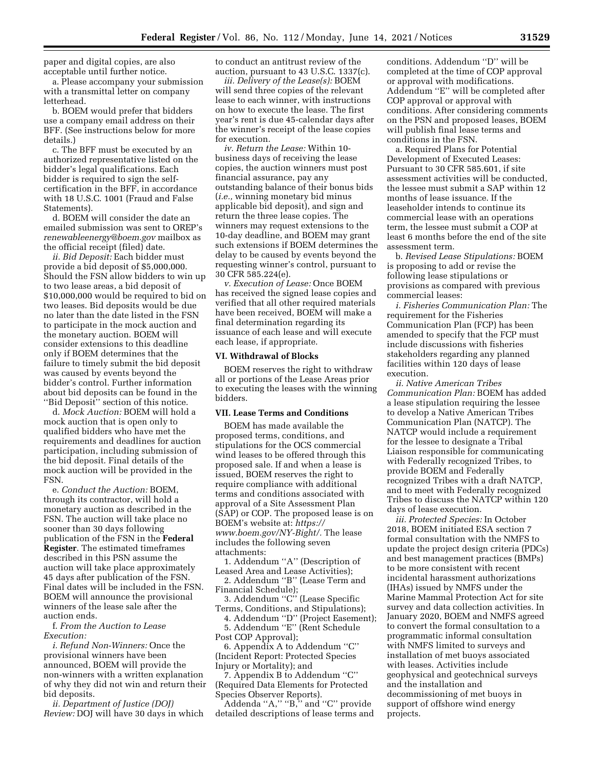paper and digital copies, are also acceptable until further notice.

a. Please accompany your submission with a transmittal letter on company letterhead.

b. BOEM would prefer that bidders use a company email address on their BFF. (See instructions below for more details.)

c. The BFF must be executed by an authorized representative listed on the bidder's legal qualifications. Each bidder is required to sign the self-certification in the BFF, in accordance with 18 U.S.C. 1001 (Fraud and False Statements).

d. BOEM will consider the date an emailed submission was sent to OREP's *renewableenergy@boem.gov* mailbox as the official receipt (filed) date.

*ii. Bid Deposit:* Each bidder must provide a bid deposit of $5,000,000. Should the FSN allow bidders to win up to two lease areas, a bid deposit of $10,000,000 would be required to bid on two leases. Bid deposits would be due no later than the date listed in the FSN to participate in the mock auction and the monetary auction. BOEM will consider extensions to this deadline only if BOEM determines that the failure to timely submit the bid deposit was caused by events beyond the bidder's control. Further information about bid deposits can be found in the "Bid Deposit" section of this notice.

d. *Mock Auction:* BOEM will hold a mock auction that is open only to qualified bidders who have met the requirements and deadlines for auction participation, including submission of the bid deposit. Final details of the mock auction will be provided in the FSN.

e. *Conduct the Auction:* BOEM, through its contractor, will hold a monetary auction as described in the FSN. The auction will take place no sooner than 30 days following publication of the FSN in the **Federal Register**. The estimated timeframes described in this PSN assume the auction will take place approximately 45 days after publication of the FSN. Final dates will be included in the FSN. BOEM will announce the provisional winners of the lease sale after the auction ends.

f. *From the Auction to Lease Execution:*

*i. Refund Non-Winners:* Once the provisional winners have been announced, BOEM will provide the non-winners with a written explanation of why they did not win and return their bid deposits.

*ii. Department of Justice (DOJ) Review:* DOJ will have 30 days in which to conduct an antitrust review of the auction, pursuant to 43 U.S.C. 1337(c).

*iii. Delivery of the Lease(s):* BOEM will send three copies of the relevant lease to each winner, with instructions on how to execute the lease. The first year's rent is due 45-calendar days after the winner's receipt of the lease copies for execution.

*iv. Return the Lease:* Within 10-business days of receiving the lease copies, the auction winners must post financial assurance, pay any outstanding balance of their bonus bids (*i.e.,* winning monetary bid minus applicable bid deposit), and sign and return the three lease copies. The winners may request extensions to the 10-day deadline, and BOEM may grant such extensions if BOEM determines the delay to be caused by events beyond the requesting winner's control, pursuant to 30 CFR 585.224(e).

*v. Execution of Lease:* Once BOEM has received the signed lease copies and verified that all other required materials have been received, BOEM will make a final determination regarding its issuance of each lease and will execute each lease, if appropriate.

## VI. Withdrawal of Blocks

BOEM reserves the right to withdraw all or portions of the Lease Areas prior to executing the leases with the winning bidders.

## VII. Lease Terms and Conditions

BOEM has made available the proposed terms, conditions, and stipulations for the OCS commercial wind leases to be offered through this proposed sale. If and when a lease is issued, BOEM reserves the right to require compliance with additional terms and conditions associated with approval of a Site Assessment Plan (SAP) or COP. The proposed lease is on BOEM's website at: *https://www.boem.gov/NY-Bight/.* The lease includes the following seven attachments:

1. Addendum "A" (Description of Leased Area and Lease Activities);
2. Addendum "B" (Lease Term and Financial Schedule);
3. Addendum "C" (Lease Specific Terms, Conditions, and Stipulations);
4. Addendum "D" (Project Easement);
5. Addendum "E" (Rent Schedule Post COP Approval);
6. Appendix A to Addendum "C" (Incident Report: Protected Species Injury or Mortality); and
7. Appendix B to Addendum "C" (Required Data Elements for Protected Species Observer Reports).

Addenda "A," "B," and "C" provide detailed descriptions of lease terms and conditions. Addendum "D" will be completed at the time of COP approval or approval with modifications. Addendum "E" will be completed after COP approval or approval with conditions. After considering comments on the PSN and proposed leases, BOEM will publish final lease terms and conditions in the FSN.

a. Required Plans for Potential Development of Executed Leases: Pursuant to 30 CFR 585.601, if site assessment activities will be conducted, the lessee must submit a SAP within 12 months of lease issuance. If the leaseholder intends to continue its commercial lease with an operations term, the lessee must submit a COP at least 6 months before the end of the site assessment term.

b. *Revised Lease Stipulations:* BOEM is proposing to add or revise the following lease stipulations or provisions as compared with previous commercial leases:

*i. Fisheries Communication Plan:* The requirement for the Fisheries Communication Plan (FCP) has been amended to specify that the FCP must include discussions with fisheries stakeholders regarding any planned facilities within 120 days of lease execution.

*ii. Native American Tribes Communication Plan:* BOEM has added a lease stipulation requiring the lessee to develop a Native American Tribes Communication Plan (NATCP). The NATCP would include a requirement for the lessee to designate a Tribal Liaison responsible for communicating with Federally recognized Tribes, to provide BOEM and Federally recognized Tribes with a draft NATCP, and to meet with Federally recognized Tribes to discuss the NATCP within 120 days of lease execution.

*iii. Protected Species:* In October 2018, BOEM initiated ESA section 7 formal consultation with the NMFS to update the project design criteria (PDCs) and best management practices (BMPs) to be more consistent with recent incidental harassment authorizations (IHAs) issued by NMFS under the Marine Mammal Protection Act for site survey and data collection activities. In January 2020, BOEM and NMFS agreed to convert the formal consultation to a programmatic informal consultation with NMFS limited to surveys and installation of met buoys associated with leases. Activities include geophysical and geotechnical surveys and the installation and decommissioning of met buoys in support of offshore wind energy projects.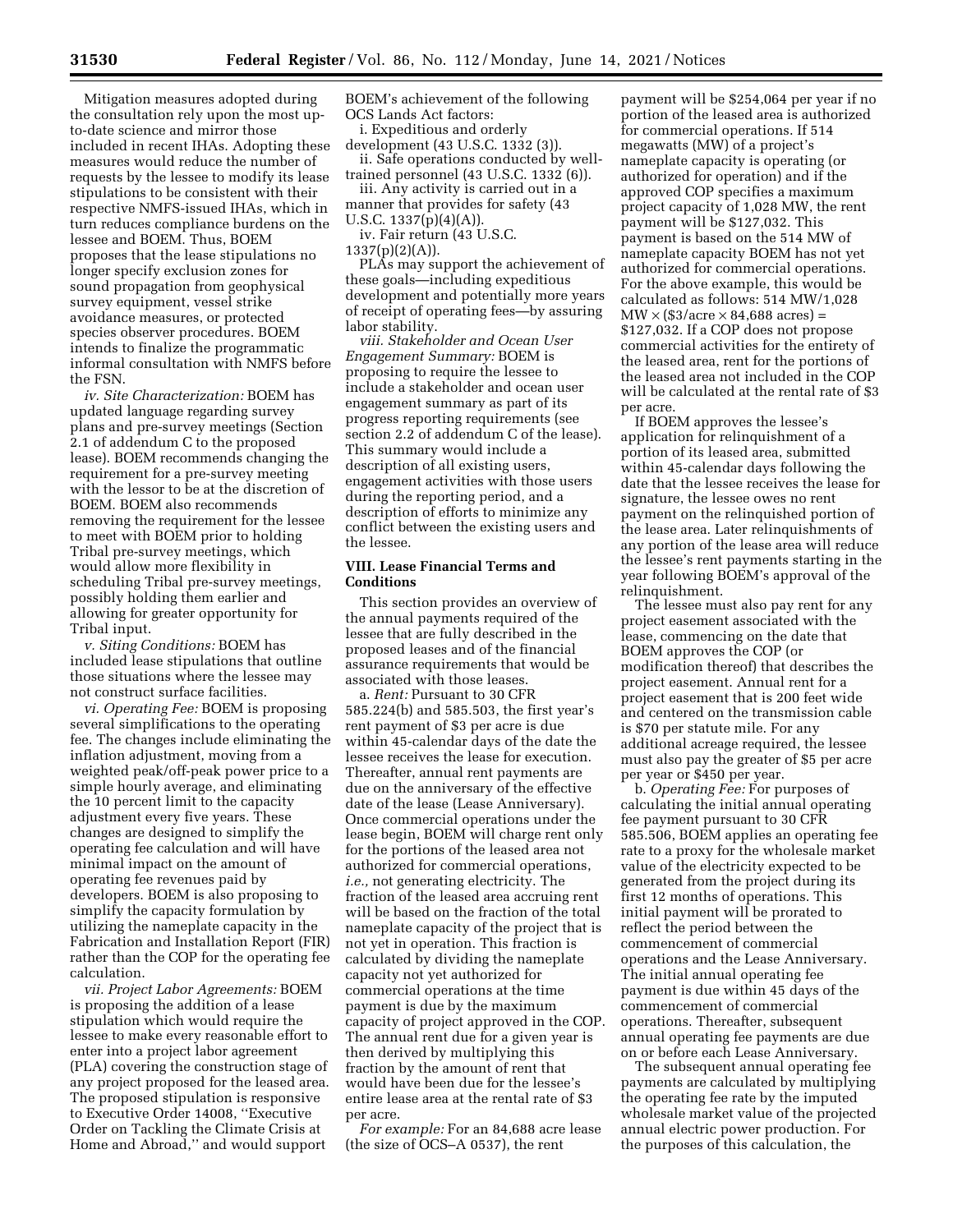Mitigation measures adopted during the consultation rely upon the most up-to-date science and mirror those included in recent IHAs. Adopting these measures would reduce the number of requests by the lessee to modify its lease stipulations to be consistent with their respective NMFS-issued IHAs, which in turn reduces compliance burdens on the lessee and BOEM. Thus, BOEM proposes that the lease stipulations no longer specify exclusion zones for sound propagation from geophysical survey equipment, vessel strike avoidance measures, or protected species observer procedures. BOEM intends to finalize the programmatic informal consultation with NMFS before the FSN.

*iv. Site Characterization:* BOEM has updated language regarding survey plans and pre-survey meetings (Section 2.1 of addendum C to the proposed lease). BOEM recommends changing the requirement for a pre-survey meeting with the lessor to be at the discretion of BOEM. BOEM also recommends removing the requirement for the lessee to meet with BOEM prior to holding Tribal pre-survey meetings, which would allow more flexibility in scheduling Tribal pre-survey meetings, possibly holding them earlier and allowing for greater opportunity for Tribal input.

*v. Siting Conditions:* BOEM has included lease stipulations that outline those situations where the lessee may not construct surface facilities.

*vi. Operating Fee:* BOEM is proposing several simplifications to the operating fee. The changes include eliminating the inflation adjustment, moving from a weighted peak/off-peak power price to a simple hourly average, and eliminating the 10 percent limit to the capacity adjustment every five years. These changes are designed to simplify the operating fee calculation and will have minimal impact on the amount of operating fee revenues paid by developers. BOEM is also proposing to simplify the capacity formulation by utilizing the nameplate capacity in the Fabrication and Installation Report (FIR) rather than the COP for the operating fee calculation.

*vii. Project Labor Agreements:* BOEM is proposing the addition of a lease stipulation which would require the lessee to make every reasonable effort to enter into a project labor agreement (PLA) covering the construction stage of any project proposed for the leased area. The proposed stipulation is responsive to Executive Order 14008, ''Executive Order on Tackling the Climate Crisis at Home and Abroad,'' and would support BOEM's achievement of the following OCS Lands Act factors:

i. Expeditious and orderly development (43 U.S.C. 1332 (3)).

ii. Safe operations conducted by well-trained personnel (43 U.S.C. 1332 (6)).

iii. Any activity is carried out in a manner that provides for safety (43 U.S.C. 1337(p)(4)(A)).

iv. Fair return (43 U.S.C. 1337(p)(2)(A)).

PLAs may support the achievement of these goals—including expeditious development and potentially more years of receipt of operating fees—by assuring labor stability.

*viii. Stakeholder and Ocean User Engagement Summary:* BOEM is proposing to require the lessee to include a stakeholder and ocean user engagement summary as part of its progress reporting requirements (see section 2.2 of addendum C of the lease). This summary would include a description of all existing users, engagement activities with those users during the reporting period, and a description of efforts to minimize any conflict between the existing users and the lessee.

## VIII. Lease Financial Terms and Conditions

This section provides an overview of the annual payments required of the lessee that are fully described in the proposed leases and of the financial assurance requirements that would be associated with those leases.

a. *Rent:* Pursuant to 30 CFR 585.224(b) and 585.503, the first year's rent payment of $3 per acre is due within 45-calendar days of the date the lessee receives the lease for execution. Thereafter, annual rent payments are due on the anniversary of the effective date of the lease (Lease Anniversary). Once commercial operations under the lease begin, BOEM will charge rent only for the portions of the leased area not authorized for commercial operations, *i.e.,* not generating electricity. The fraction of the leased area accruing rent will be based on the fraction of the total nameplate capacity of the project that is not yet in operation. This fraction is calculated by dividing the nameplate capacity not yet authorized for commercial operations at the time payment is due by the maximum capacity of project approved in the COP. The annual rent due for a given year is then derived by multiplying this fraction by the amount of rent that would have been due for the lessee's entire lease area at the rental rate of $3 per acre.

*For example:* For an 84,688 acre lease (the size of OCS–A 0537), the rent payment will be $254,064 per year if no portion of the leased area is authorized for commercial operations. If 514 megawatts (MW) of a project's nameplate capacity is operating (or authorized for operation) and if the approved COP specifies a maximum project capacity of 1,028 MW, the rent payment will be $127,032. This payment is based on the 514 MW of nameplate capacity BOEM has not yet authorized for commercial operations. For the above example, this would be calculated as follows: 514 MW/1,028 MW × ($3/acre × 84,688 acres) = $127,032. If a COP does not propose commercial activities for the entirety of the leased area, rent for the portions of the leased area not included in the COP will be calculated at the rental rate of $3 per acre.

If BOEM approves the lessee's application for relinquishment of a portion of its leased area, submitted within 45-calendar days following the date that the lessee receives the lease for signature, the lessee owes no rent payment on the relinquished portion of the lease area. Later relinquishments of any portion of the lease area will reduce the lessee's rent payments starting in the year following BOEM's approval of the relinquishment.

The lessee must also pay rent for any project easement associated with the lease, commencing on the date that BOEM approves the COP (or modification thereof) that describes the project easement. Annual rent for a project easement that is 200 feet wide and centered on the transmission cable is $70 per statute mile. For any additional acreage required, the lessee must also pay the greater of $5 per acre per year or $450 per year.

b. *Operating Fee:* For purposes of calculating the initial annual operating fee payment pursuant to 30 CFR 585.506, BOEM applies an operating fee rate to a proxy for the wholesale market value of the electricity expected to be generated from the project during its first 12 months of operations. This initial payment will be prorated to reflect the period between the commencement of commercial operations and the Lease Anniversary. The initial annual operating fee payment is due within 45 days of the commencement of commercial operations. Thereafter, subsequent annual operating fee payments are due on or before each Lease Anniversary.

The subsequent annual operating fee payments are calculated by multiplying the operating fee rate by the imputed wholesale market value of the projected annual electric power production. For the purposes of this calculation, the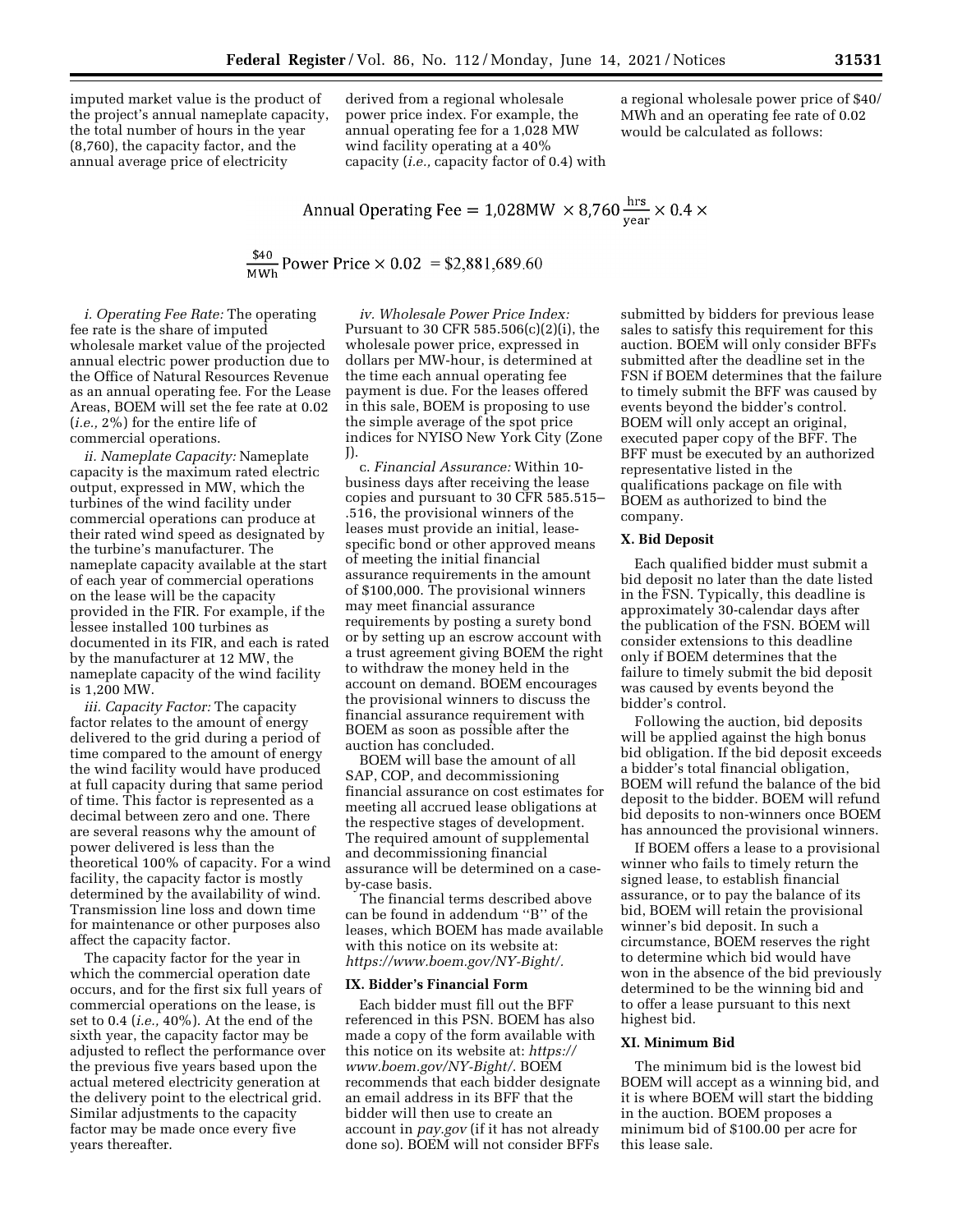imputed market value is the product of the project's annual nameplate capacity, the total number of hours in the year (8,760), the capacity factor, and the annual average price of electricity derived from a regional wholesale power price index. For example, the annual operating fee for a 1,028 MW wind facility operating at a 40% capacity (*i.e.,* capacity factor of 0.4) with a regional wholesale power price of $40/MWh and an operating fee rate of 0.02 would be calculated as follows:

$$\text{Annual Operating Fee} = 1{,}028\text{MW} \times 8{,}760\,\frac{\text{hrs}}{\text{year}} \times 0.4 \times$$

$$\frac{\$40}{\text{MWh}}\,\text{Power Price} \times 0.02 = \$2{,}881{,}689.60$$

*i. Operating Fee Rate:* The operating fee rate is the share of imputed wholesale market value of the projected annual electric power production due to the Office of Natural Resources Revenue as an annual operating fee. For the Lease Areas, BOEM will set the fee rate at 0.02 (*i.e.,* 2%) for the entire life of commercial operations.

*ii. Nameplate Capacity:* Nameplate capacity is the maximum rated electric output, expressed in MW, which the turbines of the wind facility under commercial operations can produce at their rated wind speed as designated by the turbine's manufacturer. The nameplate capacity available at the start of each year of commercial operations on the lease will be the capacity provided in the FIR. For example, if the lessee installed 100 turbines as documented in its FIR, and each is rated by the manufacturer at 12 MW, the nameplate capacity of the wind facility is 1,200 MW.

*iii. Capacity Factor:* The capacity factor relates to the amount of energy delivered to the grid during a period of time compared to the amount of energy the wind facility would have produced at full capacity during that same period of time. This factor is represented as a decimal between zero and one. There are several reasons why the amount of power delivered is less than the theoretical 100% of capacity. For a wind facility, the capacity factor is mostly determined by the availability of wind. Transmission line loss and down time for maintenance or other purposes also affect the capacity factor.

The capacity factor for the year in which the commercial operation date occurs, and for the first six full years of commercial operations on the lease, is set to 0.4 (*i.e.,* 40%). At the end of the sixth year, the capacity factor may be adjusted to reflect the performance over the previous five years based upon the actual metered electricity generation at the delivery point to the electrical grid. Similar adjustments to the capacity factor may be made once every five years thereafter.

*iv. Wholesale Power Price Index:* Pursuant to 30 CFR 585.506(c)(2)(i), the wholesale power price, expressed in dollars per MW-hour, is determined at the time each annual operating fee payment is due. For the leases offered in this sale, BOEM is proposing to use the simple average of the spot price indices for NYISO New York City (Zone J).

c. *Financial Assurance:* Within 10-business days after receiving the lease copies and pursuant to 30 CFR 585.515–.516, the provisional winners of the leases must provide an initial, lease-specific bond or other approved means of meeting the initial financial assurance requirements in the amount of $100,000. The provisional winners may meet financial assurance requirements by posting a surety bond or by setting up an escrow account with a trust agreement giving BOEM the right to withdraw the money held in the account on demand. BOEM encourages the provisional winners to discuss the financial assurance requirement with BOEM as soon as possible after the auction has concluded.

BOEM will base the amount of all SAP, COP, and decommissioning financial assurance on cost estimates for meeting all accrued lease obligations at the respective stages of development. The required amount of supplemental and decommissioning financial assurance will be determined on a case-by-case basis.

The financial terms described above can be found in addendum "B" of the leases, which BOEM has made available with this notice on its website at: *https://www.boem.gov/NY-Bight/*.

## IX. Bidder's Financial Form

Each bidder must fill out the BFF referenced in this PSN. BOEM has also made a copy of the form available with this notice on its website at: *https://www.boem.gov/NY-Bight/*. BOEM recommends that each bidder designate an email address in its BFF that the bidder will then use to create an account in *pay.gov* (if it has not already done so). BOEM will not consider BFFs submitted by bidders for previous lease sales to satisfy this requirement for this auction. BOEM will only consider BFFs submitted after the deadline set in the FSN if BOEM determines that the failure to timely submit the BFF was caused by events beyond the bidder's control. BOEM will only accept an original, executed paper copy of the BFF. The BFF must be executed by an authorized representative listed in the qualifications package on file with BOEM as authorized to bind the company.

## X. Bid Deposit

Each qualified bidder must submit a bid deposit no later than the date listed in the FSN. Typically, this deadline is approximately 30-calendar days after the publication of the FSN. BOEM will consider extensions to this deadline only if BOEM determines that the failure to timely submit the bid deposit was caused by events beyond the bidder's control.

Following the auction, bid deposits will be applied against the high bonus bid obligation. If the bid deposit exceeds a bidder's total financial obligation, BOEM will refund the balance of the bid deposit to the bidder. BOEM will refund bid deposits to non-winners once BOEM has announced the provisional winners.

If BOEM offers a lease to a provisional winner who fails to timely return the signed lease, to establish financial assurance, or to pay the balance of its bid, BOEM will retain the provisional winner's bid deposit. In such a circumstance, BOEM reserves the right to determine which bid would have won in the absence of the bid previously determined to be the winning bid and to offer a lease pursuant to this next highest bid.

## XI. Minimum Bid

The minimum bid is the lowest bid BOEM will accept as a winning bid, and it is where BOEM will start the bidding in the auction. BOEM proposes a minimum bid of $100.00 per acre for this lease sale.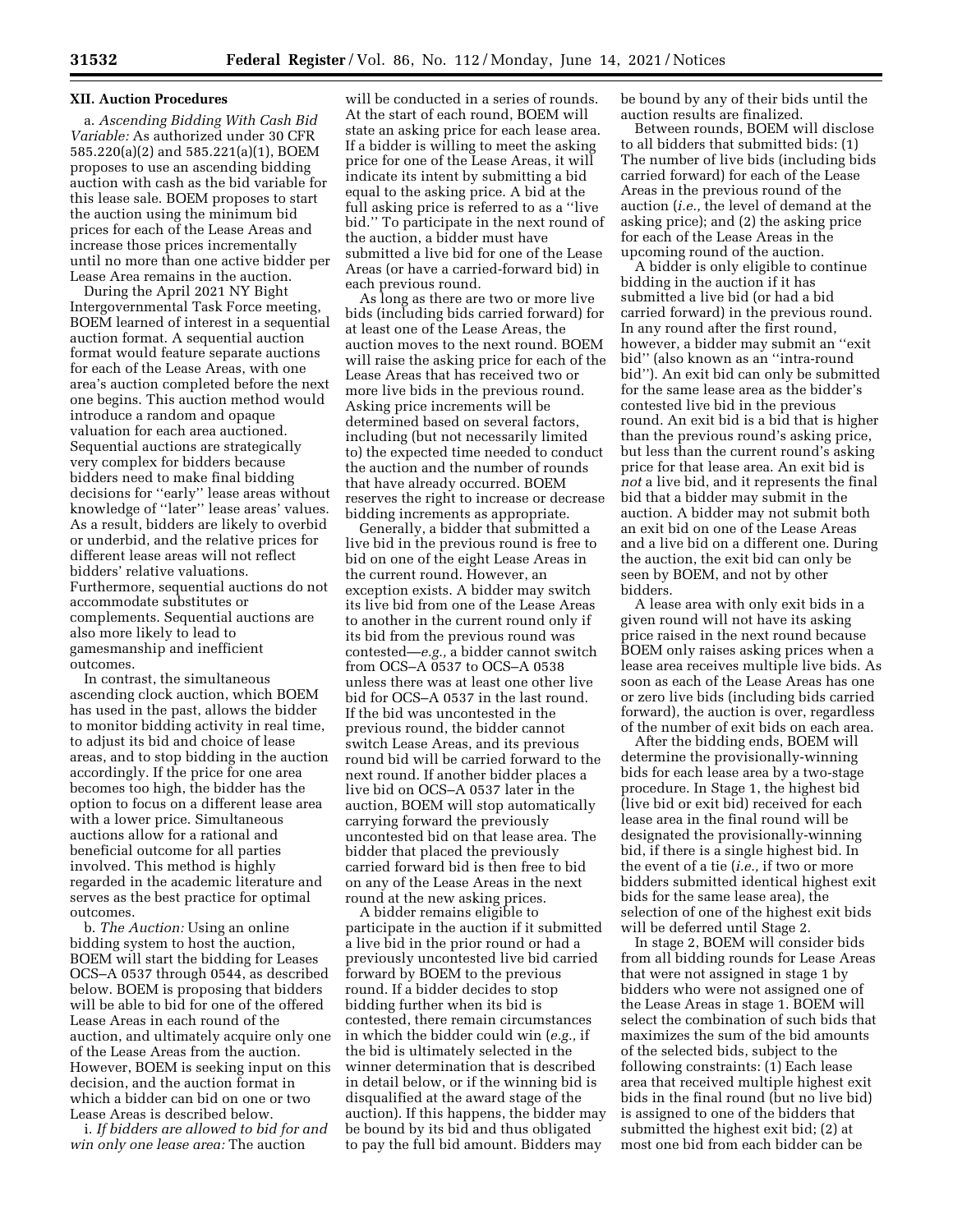## XII. Auction Procedures

a. *Ascending Bidding With Cash Bid Variable:* As authorized under 30 CFR 585.220(a)(2) and 585.221(a)(1), BOEM proposes to use an ascending bidding auction with cash as the bid variable for this lease sale. BOEM proposes to start the auction using the minimum bid prices for each of the Lease Areas and increase those prices incrementally until no more than one active bidder per Lease Area remains in the auction.

During the April 2021 NY Bight Intergovernmental Task Force meeting, BOEM learned of interest in a sequential auction format. A sequential auction format would feature separate auctions for each of the Lease Areas, with one area's auction completed before the next one begins. This auction method would introduce a random and opaque valuation for each area auctioned. Sequential auctions are strategically very complex for bidders because bidders need to make final bidding decisions for "early" lease areas without knowledge of "later" lease areas' values. As a result, bidders are likely to overbid or underbid, and the relative prices for different lease areas will not reflect bidders' relative valuations. Furthermore, sequential auctions do not accommodate substitutes or complements. Sequential auctions are also more likely to lead to gamesmanship and inefficient outcomes.

In contrast, the simultaneous ascending clock auction, which BOEM has used in the past, allows the bidder to monitor bidding activity in real time, to adjust its bid and choice of lease areas, and to stop bidding in the auction accordingly. If the price for one area becomes too high, the bidder has the option to focus on a different lease area with a lower price. Simultaneous auctions allow for a rational and beneficial outcome for all parties involved. This method is highly regarded in the academic literature and serves as the best practice for optimal outcomes.

b. *The Auction:* Using an online bidding system to host the auction, BOEM will start the bidding for Leases OCS–A 0537 through 0544, as described below. BOEM is proposing that bidders will be able to bid for one of the offered Lease Areas in each round of the auction, and ultimately acquire only one of the Lease Areas from the auction. However, BOEM is seeking input on this decision, and the auction format in which a bidder can bid on one or two Lease Areas is described below.

i. *If bidders are allowed to bid for and win only one lease area:* The auction will be conducted in a series of rounds. At the start of each round, BOEM will state an asking price for each lease area. If a bidder is willing to meet the asking price for one of the Lease Areas, it will indicate its intent by submitting a bid equal to the asking price. A bid at the full asking price is referred to as a "live bid." To participate in the next round of the auction, a bidder must have submitted a live bid for one of the Lease Areas (or have a carried-forward bid) in each previous round.

As long as there are two or more live bids (including bids carried forward) for at least one of the Lease Areas, the auction moves to the next round. BOEM will raise the asking price for each of the Lease Areas that has received two or more live bids in the previous round. Asking price increments will be determined based on several factors, including (but not necessarily limited to) the expected time needed to conduct the auction and the number of rounds that have already occurred. BOEM reserves the right to increase or decrease bidding increments as appropriate.

Generally, a bidder that submitted a live bid in the previous round is free to bid on one of the eight Lease Areas in the current round. However, an exception exists. A bidder may switch its live bid from one of the Lease Areas to another in the current round only if its bid from the previous round was contested—*e.g.,* a bidder cannot switch from OCS–A 0537 to OCS–A 0538 unless there was at least one other live bid for OCS–A 0537 in the last round. If the bid was uncontested in the previous round, the bidder cannot switch Lease Areas, and its previous round bid will be carried forward to the next round. If another bidder places a live bid on OCS–A 0537 later in the auction, BOEM will stop automatically carrying forward the previously uncontested bid on that lease area. The bidder that placed the previously carried forward bid is then free to bid on any of the Lease Areas in the next round at the new asking prices.

A bidder remains eligible to participate in the auction if it submitted a live bid in the prior round or had a previously uncontested live bid carried forward by BOEM to the previous round. If a bidder decides to stop bidding further when its bid is contested, there remain circumstances in which the bidder could win (*e.g.,* if the bid is ultimately selected in the winner determination that is described in detail below, or if the winning bid is disqualified at the award stage of the auction). If this happens, the bidder may be bound by its bid and thus obligated to pay the full bid amount. Bidders may be bound by any of their bids until the auction results are finalized.

Between rounds, BOEM will disclose to all bidders that submitted bids: (1) The number of live bids (including bids carried forward) for each of the Lease Areas in the previous round of the auction (*i.e.,* the level of demand at the asking price); and (2) the asking price for each of the Lease Areas in the upcoming round of the auction.

A bidder is only eligible to continue bidding in the auction if it has submitted a live bid (or had a bid carried forward) in the previous round. In any round after the first round, however, a bidder may submit an "exit bid" (also known as an "intra-round bid"). An exit bid can only be submitted for the same lease area as the bidder's contested live bid in the previous round. An exit bid is a bid that is higher than the previous round's asking price, but less than the current round's asking price for that lease area. An exit bid is *not* a live bid, and it represents the final bid that a bidder may submit in the auction. A bidder may not submit both an exit bid on one of the Lease Areas and a live bid on a different one. During the auction, the exit bid can only be seen by BOEM, and not by other bidders.

A lease area with only exit bids in a given round will not have its asking price raised in the next round because BOEM only raises asking prices when a lease area receives multiple live bids. As soon as each of the Lease Areas has one or zero live bids (including bids carried forward), the auction is over, regardless of the number of exit bids on each area.

After the bidding ends, BOEM will determine the provisionally-winning bids for each lease area by a two-stage procedure. In Stage 1, the highest bid (live bid or exit bid) received for each lease area in the final round will be designated the provisionally-winning bid, if there is a single highest bid. In the event of a tie (*i.e.,* if two or more bidders submitted identical highest exit bids for the same lease area), the selection of one of the highest exit bids will be deferred until Stage 2.

In stage 2, BOEM will consider bids from all bidding rounds for Lease Areas that were not assigned in stage 1 by bidders who were not assigned one of the Lease Areas in stage 1. BOEM will select the combination of such bids that maximizes the sum of the bid amounts of the selected bids, subject to the following constraints: (1) Each lease area that received multiple highest exit bids in the final round (but no live bid) is assigned to one of the bidders that submitted the highest exit bid; (2) at most one bid from each bidder can be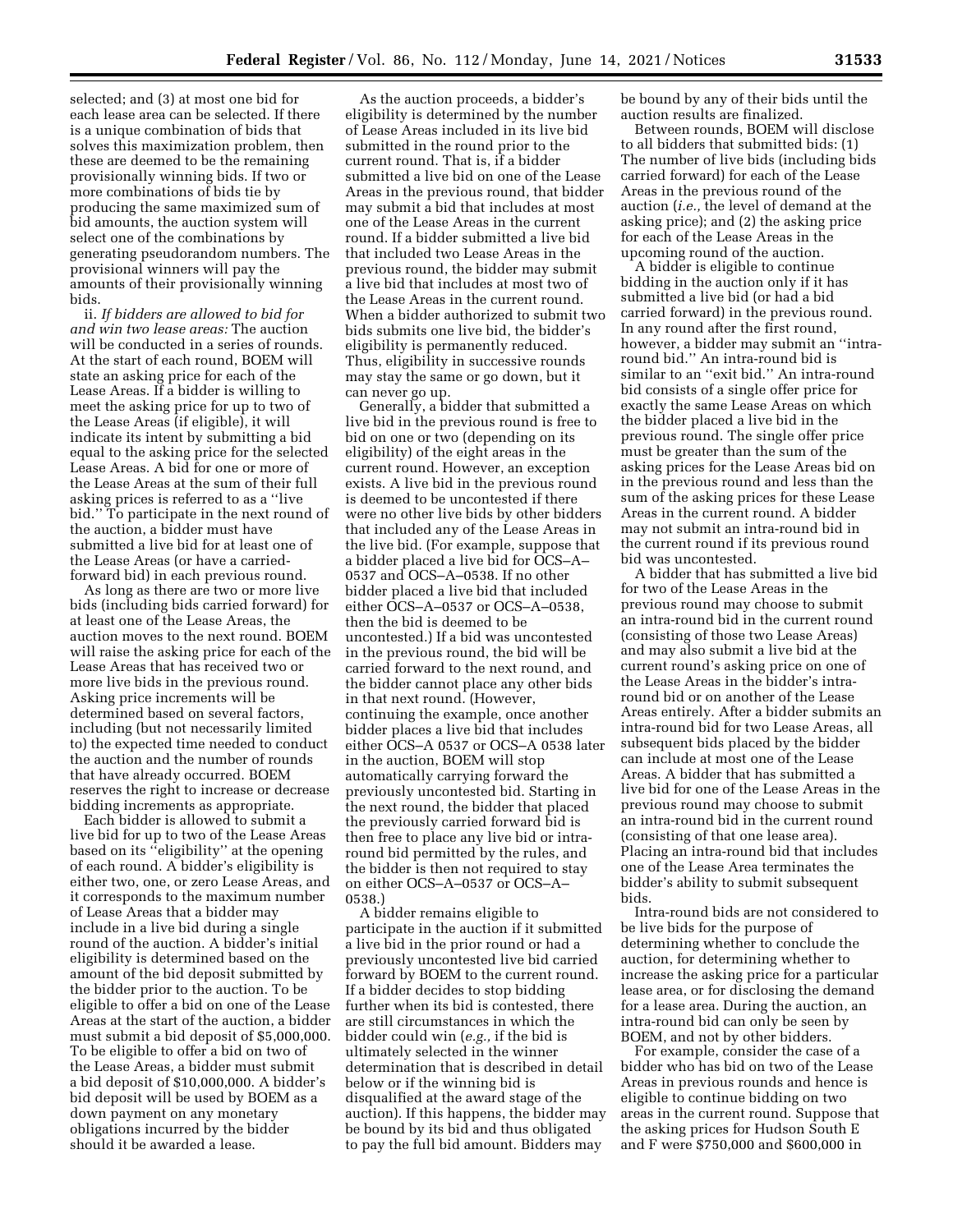selected; and (3) at most one bid for each lease area can be selected. If there is a unique combination of bids that solves this maximization problem, then these are deemed to be the remaining provisionally winning bids. If two or more combinations of bids tie by producing the same maximized sum of bid amounts, the auction system will select one of the combinations by generating pseudorandom numbers. The provisional winners will pay the amounts of their provisionally winning bids.

ii. *If bidders are allowed to bid for and win two lease areas:* The auction will be conducted in a series of rounds. At the start of each round, BOEM will state an asking price for each of the Lease Areas. If a bidder is willing to meet the asking price for up to two of the Lease Areas (if eligible), it will indicate its intent by submitting a bid equal to the asking price for the selected Lease Areas. A bid for one or more of the Lease Areas at the sum of their full asking prices is referred to as a ''live bid.'' To participate in the next round of the auction, a bidder must have submitted a live bid for at least one of the Lease Areas (or have a carried-forward bid) in each previous round.

As long as there are two or more live bids (including bids carried forward) for at least one of the Lease Areas, the auction moves to the next round. BOEM will raise the asking price for each of the Lease Areas that has received two or more live bids in the previous round. Asking price increments will be determined based on several factors, including (but not necessarily limited to) the expected time needed to conduct the auction and the number of rounds that have already occurred. BOEM reserves the right to increase or decrease bidding increments as appropriate.

Each bidder is allowed to submit a live bid for up to two of the Lease Areas based on its ''eligibility'' at the opening of each round. A bidder's eligibility is either two, one, or zero Lease Areas, and it corresponds to the maximum number of Lease Areas that a bidder may include in a live bid during a single round of the auction. A bidder's initial eligibility is determined based on the amount of the bid deposit submitted by the bidder prior to the auction. To be eligible to offer a bid on one of the Lease Areas at the start of the auction, a bidder must submit a bid deposit of $5,000,000. To be eligible to offer a bid on two of the Lease Areas, a bidder must submit a bid deposit of $10,000,000. A bidder's bid deposit will be used by BOEM as a down payment on any monetary obligations incurred by the bidder should it be awarded a lease.

As the auction proceeds, a bidder's eligibility is determined by the number of Lease Areas included in its live bid submitted in the round prior to the current round. That is, if a bidder submitted a live bid on one of the Lease Areas in the previous round, that bidder may submit a bid that includes at most one of the Lease Areas in the current round. If a bidder submitted a live bid that included two Lease Areas in the previous round, the bidder may submit a live bid that includes at most two of the Lease Areas in the current round. When a bidder authorized to submit two bids submits one live bid, the bidder's eligibility is permanently reduced. Thus, eligibility in successive rounds may stay the same or go down, but it can never go up.

Generally, a bidder that submitted a live bid in the previous round is free to bid on one or two (depending on its eligibility) of the eight areas in the current round. However, an exception exists. A live bid in the previous round is deemed to be uncontested if there were no other live bids by other bidders that included any of the Lease Areas in the live bid. (For example, suppose that a bidder placed a live bid for OCS–A–0537 and OCS–A–0538. If no other bidder placed a live bid that included either OCS–A–0537 or OCS–A–0538, then the bid is deemed to be uncontested.) If a bid was uncontested in the previous round, the bid will be carried forward to the next round, and the bidder cannot place any other bids in that next round. (However, continuing the example, once another bidder places a live bid that includes either OCS–A 0537 or OCS–A 0538 later in the auction, BOEM will stop automatically carrying forward the previously uncontested bid. Starting in the next round, the bidder that placed the previously carried forward bid is then free to place any live bid or intra-round bid permitted by the rules, and the bidder is then not required to stay on either OCS–A–0537 or OCS–A–0538.)

A bidder remains eligible to participate in the auction if it submitted a live bid in the prior round or had a previously uncontested live bid carried forward by BOEM to the current round. If a bidder decides to stop bidding further when its bid is contested, there are still circumstances in which the bidder could win (*e.g.,* if the bid is ultimately selected in the winner determination that is described in detail below or if the winning bid is disqualified at the award stage of the auction). If this happens, the bidder may be bound by its bid and thus obligated to pay the full bid amount. Bidders may be bound by any of their bids until the auction results are finalized.

Between rounds, BOEM will disclose to all bidders that submitted bids: (1) The number of live bids (including bids carried forward) for each of the Lease Areas in the previous round of the auction (*i.e.,* the level of demand at the asking price); and (2) the asking price for each of the Lease Areas in the upcoming round of the auction.

A bidder is eligible to continue bidding in the auction only if it has submitted a live bid (or had a bid carried forward) in the previous round. In any round after the first round, however, a bidder may submit an ''intra-round bid.'' An intra-round bid is similar to an ''exit bid.'' An intra-round bid consists of a single offer price for exactly the same Lease Areas on which the bidder placed a live bid in the previous round. The single offer price must be greater than the sum of the asking prices for the Lease Areas bid on in the previous round and less than the sum of the asking prices for these Lease Areas in the current round. A bidder may not submit an intra-round bid in the current round if its previous round bid was uncontested.

A bidder that has submitted a live bid for two of the Lease Areas in the previous round may choose to submit an intra-round bid in the current round (consisting of those two Lease Areas) and may also submit a live bid at the current round's asking price on one of the Lease Areas in the bidder's intra-round bid or on another of the Lease Areas entirely. After a bidder submits an intra-round bid for two Lease Areas, all subsequent bids placed by the bidder can include at most one of the Lease Areas. A bidder that has submitted a live bid for one of the Lease Areas in the previous round may choose to submit an intra-round bid in the current round (consisting of that one lease area). Placing an intra-round bid that includes one of the Lease Area terminates the bidder's ability to submit subsequent bids.

Intra-round bids are not considered to be live bids for the purpose of determining whether to conclude the auction, for determining whether to increase the asking price for a particular lease area, or for disclosing the demand for a lease area. During the auction, an intra-round bid can only be seen by BOEM, and not by other bidders.

For example, consider the case of a bidder who has bid on two of the Lease Areas in previous rounds and hence is eligible to continue bidding on two areas in the current round. Suppose that the asking prices for Hudson South E and F were $750,000 and $600,000 in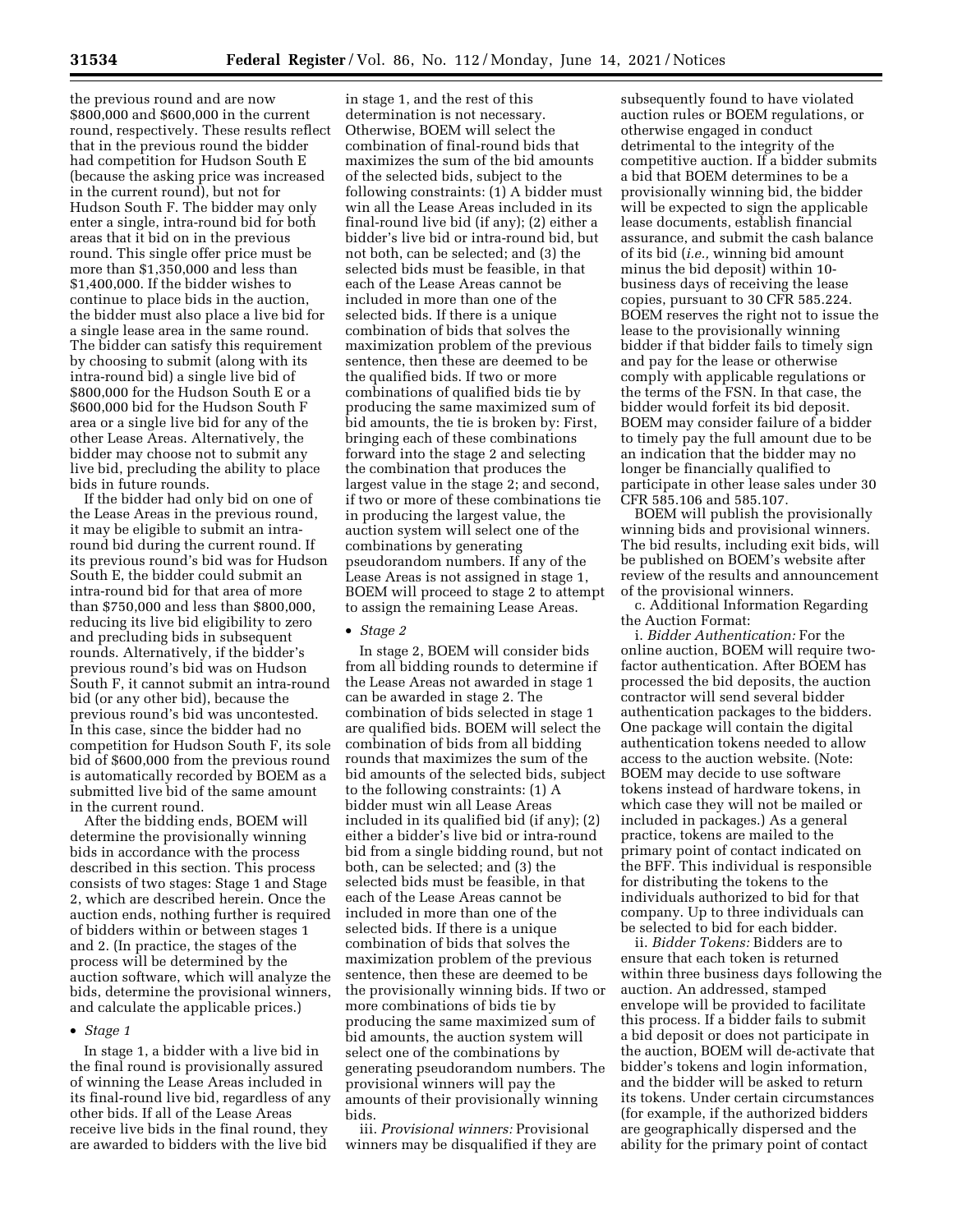the previous round and are now $800,000 and $600,000 in the current round, respectively. These results reflect that in the previous round the bidder had competition for Hudson South E (because the asking price was increased in the current round), but not for Hudson South F. The bidder may only enter a single, intra-round bid for both areas that it bid on in the previous round. This single offer price must be more than $1,350,000 and less than $1,400,000. If the bidder wishes to continue to place bids in the auction, the bidder must also place a live bid for a single lease area in the same round. The bidder can satisfy this requirement by choosing to submit (along with its intra-round bid) a single live bid of $800,000 for the Hudson South E or a $600,000 bid for the Hudson South F area or a single live bid for any of the other Lease Areas. Alternatively, the bidder may choose not to submit any live bid, precluding the ability to place bids in future rounds.

If the bidder had only bid on one of the Lease Areas in the previous round, it may be eligible to submit an intra-round bid during the current round. If its previous round's bid was for Hudson South E, the bidder could submit an intra-round bid for that area of more than $750,000 and less than $800,000, reducing its live bid eligibility to zero and precluding bids in subsequent rounds. Alternatively, if the bidder's previous round's bid was on Hudson South F, it cannot submit an intra-round bid (or any other bid), because the previous round's bid was uncontested. In this case, since the bidder had no competition for Hudson South F, its sole bid of $600,000 from the previous round is automatically recorded by BOEM as a submitted live bid of the same amount in the current round.

After the bidding ends, BOEM will determine the provisionally winning bids in accordance with the process described in this section. This process consists of two stages: Stage 1 and Stage 2, which are described herein. Once the auction ends, nothing further is required of bidders within or between stages 1 and 2. (In practice, the stages of the process will be determined by the auction software, which will analyze the bids, determine the provisional winners, and calculate the applicable prices.)

- *Stage 1*

In stage 1, a bidder with a live bid in the final round is provisionally assured of winning the Lease Areas included in its final-round live bid, regardless of any other bids. If all of the Lease Areas receive live bids in the final round, they are awarded to bidders with the live bid in stage 1, and the rest of this determination is not necessary. Otherwise, BOEM will select the combination of final-round bids that maximizes the sum of the bid amounts of the selected bids, subject to the following constraints: (1) A bidder must win all the Lease Areas included in its final-round live bid (if any); (2) either a bidder's live bid or intra-round bid, but not both, can be selected; and (3) the selected bids must be feasible, in that each of the Lease Areas cannot be included in more than one of the selected bids. If there is a unique combination of bids that solves the maximization problem of the previous sentence, then these are deemed to be the qualified bids. If two or more combinations of qualified bids tie by producing the same maximized sum of bid amounts, the tie is broken by: First, bringing each of these combinations forward into the stage 2 and selecting the combination that produces the largest value in the stage 2; and second, if two or more of these combinations tie in producing the largest value, the auction system will select one of the combinations by generating pseudorandom numbers. If any of the Lease Areas is not assigned in stage 1, BOEM will proceed to stage 2 to attempt to assign the remaining Lease Areas.

- *Stage 2*

In stage 2, BOEM will consider bids from all bidding rounds to determine if the Lease Areas not awarded in stage 1 can be awarded in stage 2. The combination of bids selected in stage 1 are qualified bids. BOEM will select the combination of bids from all bidding rounds that maximizes the sum of the bid amounts of the selected bids, subject to the following constraints: (1) A bidder must win all Lease Areas included in its qualified bid (if any); (2) either a bidder's live bid or intra-round bid from a single bidding round, but not both, can be selected; and (3) the selected bids must be feasible, in that each of the Lease Areas cannot be included in more than one of the selected bids. If there is a unique combination of bids that solves the maximization problem of the previous sentence, then these are deemed to be the provisionally winning bids. If two or more combinations of bids tie by producing the same maximized sum of bid amounts, the auction system will select one of the combinations by generating pseudorandom numbers. The provisional winners will pay the amounts of their provisionally winning bids.

iii. *Provisional winners:* Provisional winners may be disqualified if they are subsequently found to have violated auction rules or BOEM regulations, or otherwise engaged in conduct detrimental to the integrity of the competitive auction. If a bidder submits a bid that BOEM determines to be a provisionally winning bid, the bidder will be expected to sign the applicable lease documents, establish financial assurance, and submit the cash balance of its bid (*i.e.,* winning bid amount minus the bid deposit) within 10-business days of receiving the lease copies, pursuant to 30 CFR 585.224. BOEM reserves the right not to issue the lease to the provisionally winning bidder if that bidder fails to timely sign and pay for the lease or otherwise comply with applicable regulations or the terms of the FSN. In that case, the bidder would forfeit its bid deposit. BOEM may consider failure of a bidder to timely pay the full amount due to be an indication that the bidder may no longer be financially qualified to participate in other lease sales under 30 CFR 585.106 and 585.107.

BOEM will publish the provisionally winning bids and provisional winners. The bid results, including exit bids, will be published on BOEM's website after review of the results and announcement of the provisional winners.

c. Additional Information Regarding the Auction Format:

i. *Bidder Authentication:* For the online auction, BOEM will require two-factor authentication. After BOEM has processed the bid deposits, the auction contractor will send several bidder authentication packages to the bidders. One package will contain the digital authentication tokens needed to allow access to the auction website. (Note: BOEM may decide to use software tokens instead of hardware tokens, in which case they will not be mailed or included in packages.) As a general practice, tokens are mailed to the primary point of contact indicated on the BFF. This individual is responsible for distributing the tokens to the individuals authorized to bid for that company. Up to three individuals can be selected to bid for each bidder.

ii. *Bidder Tokens:* Bidders are to ensure that each token is returned within three business days following the auction. An addressed, stamped envelope will be provided to facilitate this process. If a bidder fails to submit a bid deposit or does not participate in the auction, BOEM will de-activate that bidder's tokens and login information, and the bidder will be asked to return its tokens. Under certain circumstances (for example, if the authorized bidders are geographically dispersed and the ability for the primary point of contact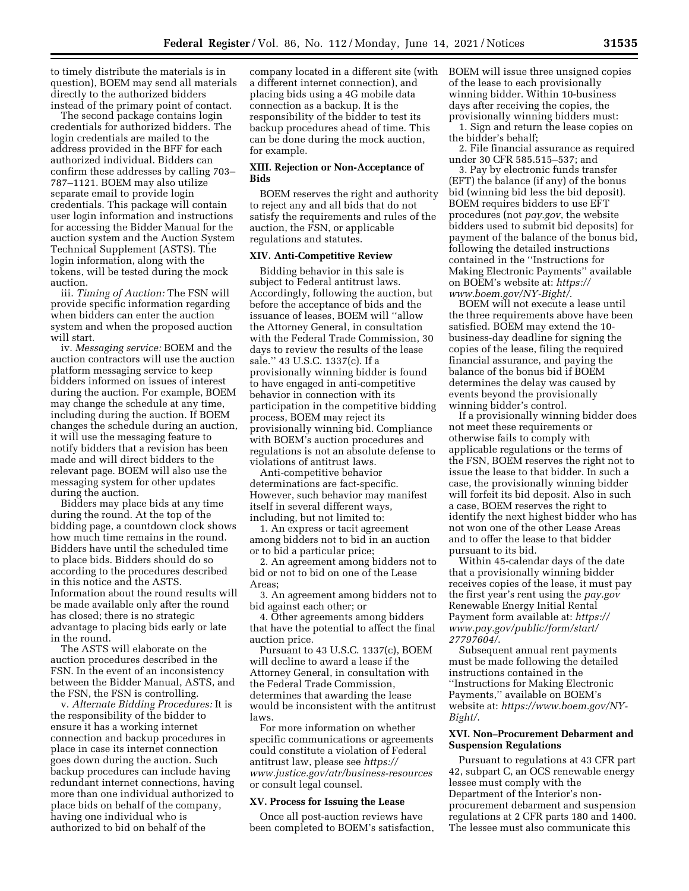to timely distribute the materials is in question), BOEM may send all materials directly to the authorized bidders instead of the primary point of contact.

The second package contains login credentials for authorized bidders. The login credentials are mailed to the address provided in the BFF for each authorized individual. Bidders can confirm these addresses by calling 703–787–1121. BOEM may also utilize separate email to provide login credentials. This package will contain user login information and instructions for accessing the Bidder Manual for the auction system and the Auction System Technical Supplement (ASTS). The login information, along with the tokens, will be tested during the mock auction.

iii. *Timing of Auction:* The FSN will provide specific information regarding when bidders can enter the auction system and when the proposed auction will start.

iv. *Messaging service:* BOEM and the auction contractors will use the auction platform messaging service to keep bidders informed on issues of interest during the auction. For example, BOEM may change the schedule at any time, including during the auction. If BOEM changes the schedule during an auction, it will use the messaging feature to notify bidders that a revision has been made and will direct bidders to the relevant page. BOEM will also use the messaging system for other updates during the auction.

Bidders may place bids at any time during the round. At the top of the bidding page, a countdown clock shows how much time remains in the round. Bidders have until the scheduled time to place bids. Bidders should do so according to the procedures described in this notice and the ASTS. Information about the round results will be made available only after the round has closed; there is no strategic advantage to placing bids early or late in the round.

The ASTS will elaborate on the auction procedures described in the FSN. In the event of an inconsistency between the Bidder Manual, ASTS, and the FSN, the FSN is controlling.

v. *Alternate Bidding Procedures:* It is the responsibility of the bidder to ensure it has a working internet connection and backup procedures in place in case its internet connection goes down during the auction. Such backup procedures can include having redundant internet connections, having more than one individual authorized to place bids on behalf of the company, having one individual who is authorized to bid on behalf of the company located in a different site (with a different internet connection), and placing bids using a 4G mobile data connection as a backup. It is the responsibility of the bidder to test its backup procedures ahead of time. This can be done during the mock auction, for example.

## XIII. Rejection or Non-Acceptance of Bids

BOEM reserves the right and authority to reject any and all bids that do not satisfy the requirements and rules of the auction, the FSN, or applicable regulations and statutes.

## XIV. Anti-Competitive Review

Bidding behavior in this sale is subject to Federal antitrust laws. Accordingly, following the auction, but before the acceptance of bids and the issuance of leases, BOEM will ''allow the Attorney General, in consultation with the Federal Trade Commission, 30 days to review the results of the lease sale.'' 43 U.S.C. 1337(c). If a provisionally winning bidder is found to have engaged in anti-competitive behavior in connection with its participation in the competitive bidding process, BOEM may reject its provisionally winning bid. Compliance with BOEM's auction procedures and regulations is not an absolute defense to violations of antitrust laws.

Anti-competitive behavior determinations are fact-specific. However, such behavior may manifest itself in several different ways, including, but not limited to:

1. An express or tacit agreement among bidders not to bid in an auction or to bid a particular price;
2. An agreement among bidders not to bid or not to bid on one of the Lease Areas;
3. An agreement among bidders not to bid against each other; or
4. Other agreements among bidders that have the potential to affect the final auction price.

Pursuant to 43 U.S.C. 1337(c), BOEM will decline to award a lease if the Attorney General, in consultation with the Federal Trade Commission, determines that awarding the lease would be inconsistent with the antitrust laws.

For more information on whether specific communications or agreements could constitute a violation of Federal antitrust law, please see *https://www.justice.gov/atr/business-resources* or consult legal counsel.

## XV. Process for Issuing the Lease

Once all post-auction reviews have been completed to BOEM's satisfaction, BOEM will issue three unsigned copies of the lease to each provisionally winning bidder. Within 10-business days after receiving the copies, the provisionally winning bidders must:

1. Sign and return the lease copies on the bidder's behalf;
2. File financial assurance as required under 30 CFR 585.515–537; and
3. Pay by electronic funds transfer (EFT) the balance (if any) of the bonus bid (winning bid less the bid deposit). BOEM requires bidders to use EFT procedures (not *pay.gov*, the website bidders used to submit bid deposits) for payment of the balance of the bonus bid, following the detailed instructions contained in the ''Instructions for Making Electronic Payments'' available on BOEM's website at: *https://www.boem.gov/NY-Bight/*.

BOEM will not execute a lease until the three requirements above have been satisfied. BOEM may extend the 10-business-day deadline for signing the copies of the lease, filing the required financial assurance, and paying the balance of the bonus bid if BOEM determines the delay was caused by events beyond the provisionally winning bidder's control.

If a provisionally winning bidder does not meet these requirements or otherwise fails to comply with applicable regulations or the terms of the FSN, BOEM reserves the right not to issue the lease to that bidder. In such a case, the provisionally winning bidder will forfeit its bid deposit. Also in such a case, BOEM reserves the right to identify the next highest bidder who has not won one of the other Lease Areas and to offer the lease to that bidder pursuant to its bid.

Within 45-calendar days of the date that a provisionally winning bidder receives copies of the lease, it must pay the first year's rent using the *pay.gov* Renewable Energy Initial Rental Payment form available at: *https://www.pay.gov/public/form/start/27797604/*.

Subsequent annual rent payments must be made following the detailed instructions contained in the ''Instructions for Making Electronic Payments,'' available on BOEM's website at: *https://www.boem.gov/NY-Bight/*.

## XVI. Non–Procurement Debarment and Suspension Regulations

Pursuant to regulations at 43 CFR part 42, subpart C, an OCS renewable energy lessee must comply with the Department of the Interior's non-procurement debarment and suspension regulations at 2 CFR parts 180 and 1400. The lessee must also communicate this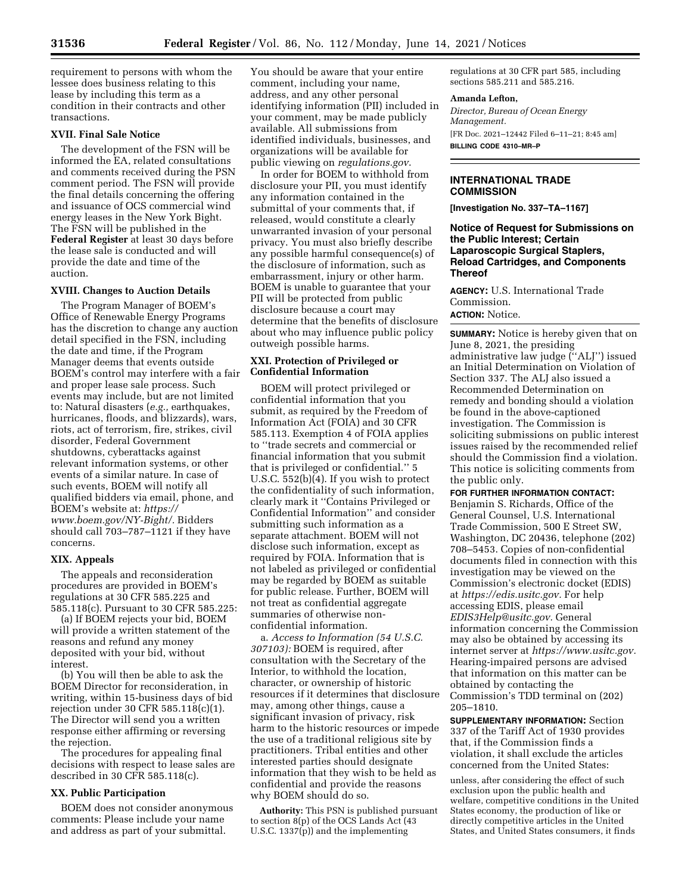requirement to persons with whom the lessee does business relating to this lease by including this term as a condition in their contracts and other transactions.

### XVII. Final Sale Notice

The development of the FSN will be informed the EA, related consultations and comments received during the PSN comment period. The FSN will provide the final details concerning the offering and issuance of OCS commercial wind energy leases in the New York Bight. The FSN will be published in the **Federal Register** at least 30 days before the lease sale is conducted and will provide the date and time of the auction.

### XVIII. Changes to Auction Details

The Program Manager of BOEM's Office of Renewable Energy Programs has the discretion to change any auction detail specified in the FSN, including the date and time, if the Program Manager deems that events outside BOEM's control may interfere with a fair and proper lease sale process. Such events may include, but are not limited to: Natural disasters (*e.g.,* earthquakes, hurricanes, floods, and blizzards), wars, riots, act of terrorism, fire, strikes, civil disorder, Federal Government shutdowns, cyberattacks against relevant information systems, or other events of a similar nature. In case of such events, BOEM will notify all qualified bidders via email, phone, and BOEM's website at: *https://www.boem.gov/NY-Bight/.* Bidders should call 703–787–1121 if they have concerns.

### XIX. Appeals

The appeals and reconsideration procedures are provided in BOEM's regulations at 30 CFR 585.225 and 585.118(c). Pursuant to 30 CFR 585.225:

(a) If BOEM rejects your bid, BOEM will provide a written statement of the reasons and refund any money deposited with your bid, without interest.

(b) You will then be able to ask the BOEM Director for reconsideration, in writing, within 15-business days of bid rejection under 30 CFR 585.118(c)(1). The Director will send you a written response either affirming or reversing the rejection.

The procedures for appealing final decisions with respect to lease sales are described in 30 CFR 585.118(c).

### XX. Public Participation

BOEM does not consider anonymous comments: Please include your name and address as part of your submittal. You should be aware that your entire comment, including your name, address, and any other personal identifying information (PII) included in your comment, may be made publicly available. All submissions from identified individuals, businesses, and organizations will be available for public viewing on *regulations.gov*.

In order for BOEM to withhold from disclosure your PII, you must identify any information contained in the submittal of your comments that, if released, would constitute a clearly unwarranted invasion of your personal privacy. You must also briefly describe any possible harmful consequence(s) of the disclosure of information, such as embarrassment, injury or other harm. BOEM is unable to guarantee that your PII will be protected from public disclosure because a court may determine that the benefits of disclosure about who may influence public policy outweigh possible harms.

### XXI. Protection of Privileged or Confidential Information

BOEM will protect privileged or confidential information that you submit, as required by the Freedom of Information Act (FOIA) and 30 CFR 585.113. Exemption 4 of FOIA applies to ''trade secrets and commercial or financial information that you submit that is privileged or confidential.'' 5 U.S.C. 552(b)(4). If you wish to protect the confidentiality of such information, clearly mark it ''Contains Privileged or Confidential Information'' and consider submitting such information as a separate attachment. BOEM will not disclose such information, except as required by FOIA. Information that is not labeled as privileged or confidential may be regarded by BOEM as suitable for public release. Further, BOEM will not treat as confidential aggregate summaries of otherwise non-confidential information.

a. *Access to Information (54 U.S.C. 307103):* BOEM is required, after consultation with the Secretary of the Interior, to withhold the location, character, or ownership of historic resources if it determines that disclosure may, among other things, cause a significant invasion of privacy, risk harm to the historic resources or impede the use of a traditional religious site by practitioners. Tribal entities and other interested parties should designate information that they wish to be held as confidential and provide the reasons why BOEM should do so.

**Authority:** This PSN is published pursuant to section 8(p) of the OCS Lands Act (43 U.S.C. 1337(p)) and the implementing regulations at 30 CFR part 585, including sections 585.211 and 585.216.

**Amanda Lefton,**

*Director, Bureau of Ocean Energy Management.*

[FR Doc. 2021–12442 Filed 6–11–21; 8:45 am]

**BILLING CODE 4310–MR–P**

## INTERNATIONAL TRADE COMMISSION

**[Investigation No. 337–TA–1167]**

### Notice of Request for Submissions on the Public Interest; Certain Laparoscopic Surgical Staplers, Reload Cartridges, and Components Thereof

**AGENCY:** U.S. International Trade Commission.

**ACTION:** Notice.

**SUMMARY:** Notice is hereby given that on June 8, 2021, the presiding administrative law judge (''ALJ'') issued an Initial Determination on Violation of Section 337. The ALJ also issued a Recommended Determination on remedy and bonding should a violation be found in the above-captioned investigation. The Commission is soliciting submissions on public interest issues raised by the recommended relief should the Commission find a violation. This notice is soliciting comments from the public only.

**FOR FURTHER INFORMATION CONTACT:** Benjamin S. Richards, Office of the General Counsel, U.S. International Trade Commission, 500 E Street SW, Washington, DC 20436, telephone (202) 708–5453. Copies of non-confidential documents filed in connection with this investigation may be viewed on the Commission's electronic docket (EDIS) at *https://edis.usitc.gov.* For help accessing EDIS, please email *EDIS3Help@usitc.gov.* General information concerning the Commission may also be obtained by accessing its internet server at *https://www.usitc.gov.* Hearing-impaired persons are advised that information on this matter can be obtained by contacting the Commission's TDD terminal on (202) 205–1810.

**SUPPLEMENTARY INFORMATION:** Section 337 of the Tariff Act of 1930 provides that, if the Commission finds a violation, it shall exclude the articles concerned from the United States:

unless, after considering the effect of such exclusion upon the public health and welfare, competitive conditions in the United States economy, the production of like or directly competitive articles in the United States, and United States consumers, it finds